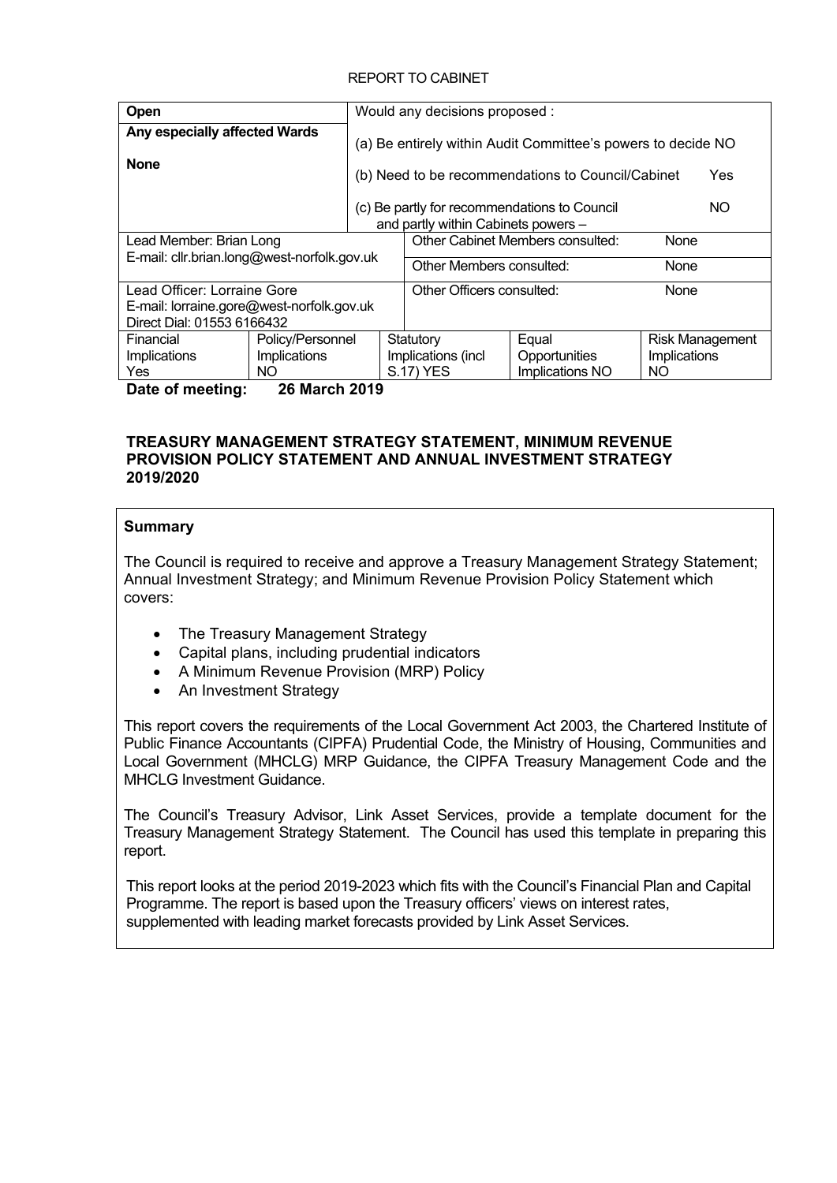REPORT TO CABINET

| **Open** | | Would any decisions proposed : | | |
|---|---|---|---|---|
| **Any especially affected Wards**<br><br>**None** | | (a) Be entirely within Audit Committee's powers to decide NO<br><br>(b) Need to be recommendations to Council/Cabinet Yes<br><br>(c) Be partly for recommendations to Council and partly within Cabinets powers – NO | | |
| Lead Member: Brian Long<br>E-mail: cllr.brian.long@west-norfolk.gov.uk | | Other Cabinet Members consulted: None | | |
| | | Other Members consulted: None | | |
| Lead Officer: Lorraine Gore<br>E-mail: lorraine.gore@west-norfolk.gov.uk<br>Direct Dial: 01553 6166432 | | Other Officers consulted: None | | |
| Financial Implications Yes | Policy/Personnel Implications NO | Statutory Implications (incl S.17) YES | Equal Opportunities Implications NO | Risk Management Implications NO |

**Date of meeting: 26 March 2019**

**TREASURY MANAGEMENT STRATEGY STATEMENT, MINIMUM REVENUE PROVISION POLICY STATEMENT AND ANNUAL INVESTMENT STRATEGY 2019/2020**

**Summary**

The Council is required to receive and approve a Treasury Management Strategy Statement; Annual Investment Strategy; and Minimum Revenue Provision Policy Statement which covers:

- The Treasury Management Strategy
- Capital plans, including prudential indicators
- A Minimum Revenue Provision (MRP) Policy
- An Investment Strategy

This report covers the requirements of the Local Government Act 2003, the Chartered Institute of Public Finance Accountants (CIPFA) Prudential Code, the Ministry of Housing, Communities and Local Government (MHCLG) MRP Guidance, the CIPFA Treasury Management Code and the MHCLG Investment Guidance.

The Council's Treasury Advisor, Link Asset Services, provide a template document for the Treasury Management Strategy Statement. The Council has used this template in preparing this report.

This report looks at the period 2019-2023 which fits with the Council's Financial Plan and Capital Programme. The report is based upon the Treasury officers' views on interest rates, supplemented with leading market forecasts provided by Link Asset Services.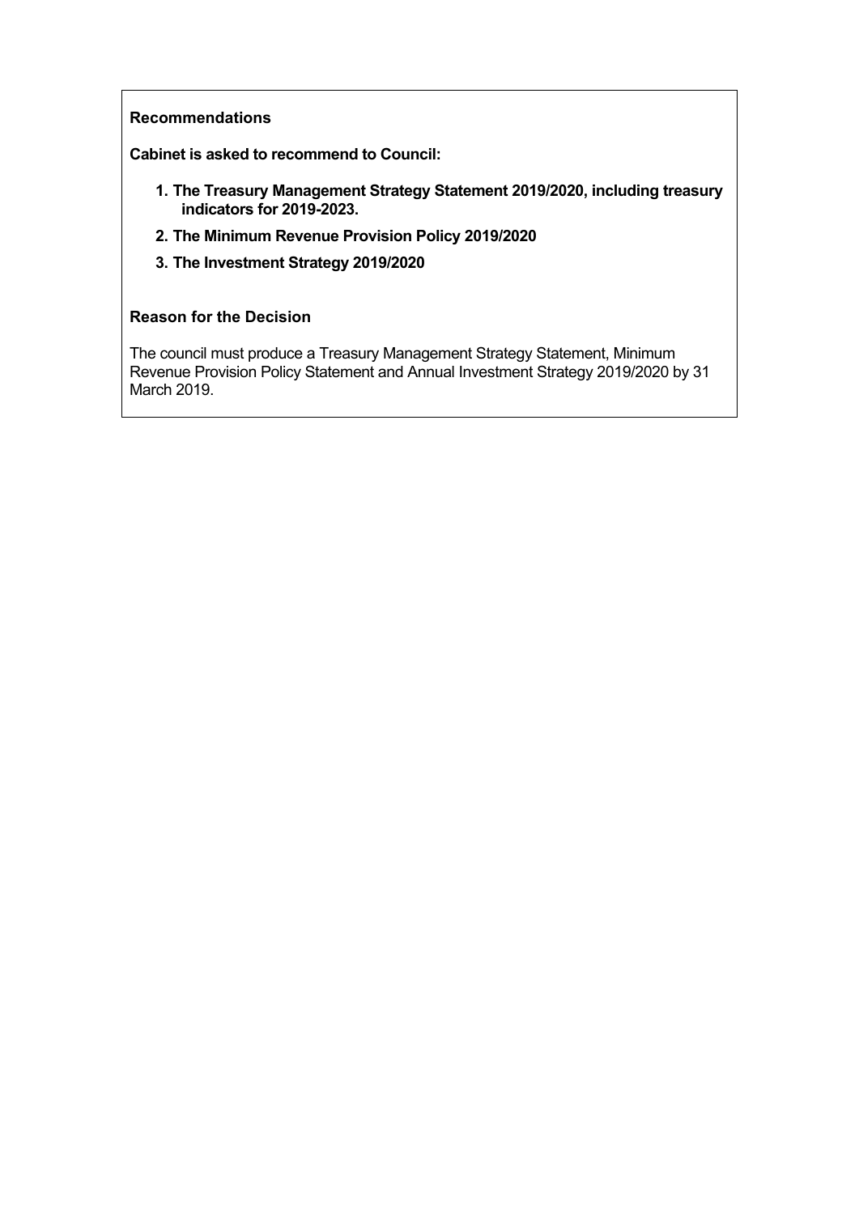**Recommendations**

**Cabinet is asked to recommend to Council:**

1. **The Treasury Management Strategy Statement 2019/2020, including treasury indicators for 2019-2023.**
2. **The Minimum Revenue Provision Policy 2019/2020**
3. **The Investment Strategy 2019/2020**

**Reason for the Decision**

The council must produce a Treasury Management Strategy Statement, Minimum Revenue Provision Policy Statement and Annual Investment Strategy 2019/2020 by 31 March 2019.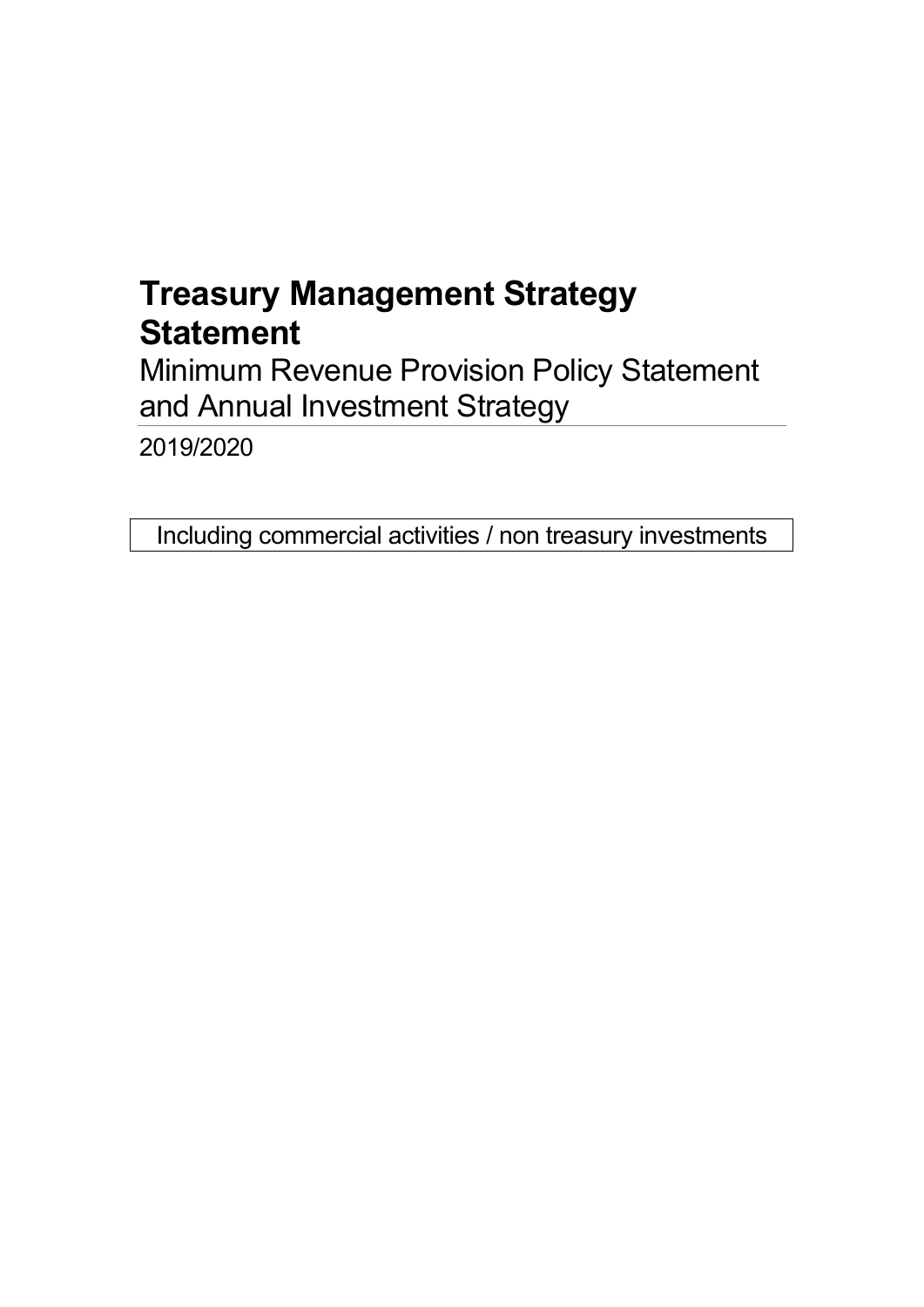# Treasury Management Strategy Statement

## Minimum Revenue Provision Policy Statement and Annual Investment Strategy

2019/2020

Including commercial activities / non treasury investments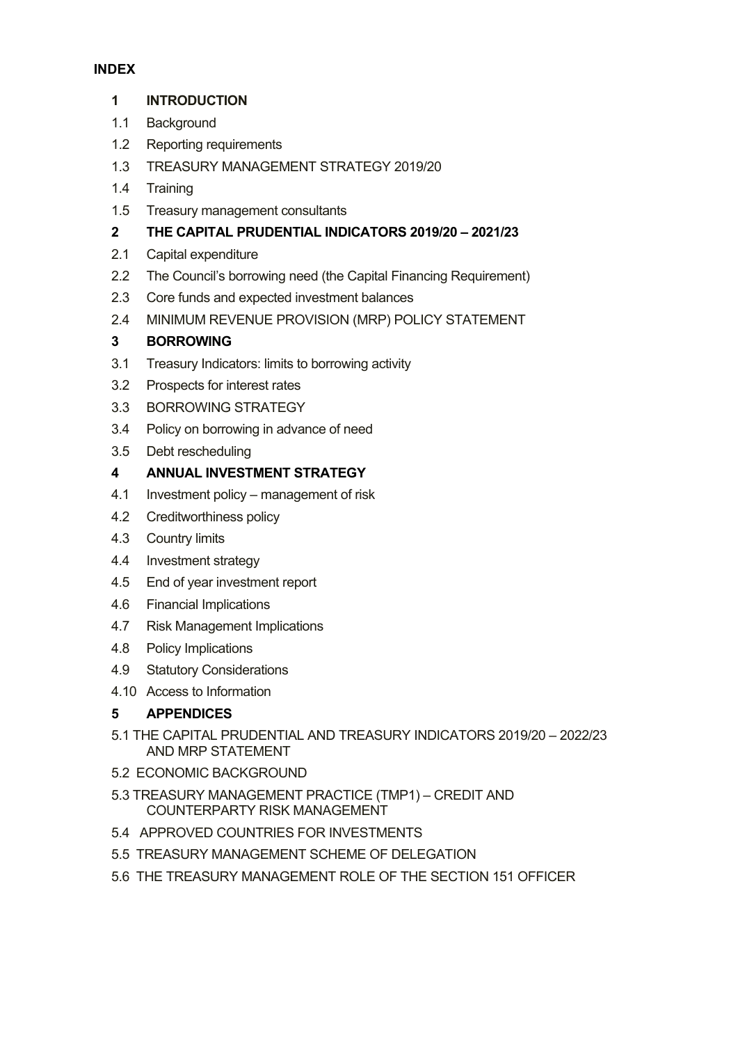**INDEX**

**1 INTRODUCTION**

1.1 Background

1.2 Reporting requirements

1.3 TREASURY MANAGEMENT STRATEGY 2019/20

1.4 Training

1.5 Treasury management consultants

**2 THE CAPITAL PRUDENTIAL INDICATORS 2019/20 – 2021/23**

2.1 Capital expenditure

2.2 The Council's borrowing need (the Capital Financing Requirement)

2.3 Core funds and expected investment balances

2.4 MINIMUM REVENUE PROVISION (MRP) POLICY STATEMENT

**3 BORROWING**

3.1 Treasury Indicators: limits to borrowing activity

3.2 Prospects for interest rates

3.3 BORROWING STRATEGY

3.4 Policy on borrowing in advance of need

3.5 Debt rescheduling

**4 ANNUAL INVESTMENT STRATEGY**

4.1 Investment policy – management of risk

4.2 Creditworthiness policy

4.3 Country limits

4.4 Investment strategy

4.5 End of year investment report

4.6 Financial Implications

4.7 Risk Management Implications

4.8 Policy Implications

4.9 Statutory Considerations

4.10 Access to Information

**5 APPENDICES**

5.1 THE CAPITAL PRUDENTIAL AND TREASURY INDICATORS 2019/20 – 2022/23 AND MRP STATEMENT

5.2 ECONOMIC BACKGROUND

5.3 TREASURY MANAGEMENT PRACTICE (TMP1) – CREDIT AND COUNTERPARTY RISK MANAGEMENT

5.4 APPROVED COUNTRIES FOR INVESTMENTS

5.5 TREASURY MANAGEMENT SCHEME OF DELEGATION

5.6 THE TREASURY MANAGEMENT ROLE OF THE SECTION 151 OFFICER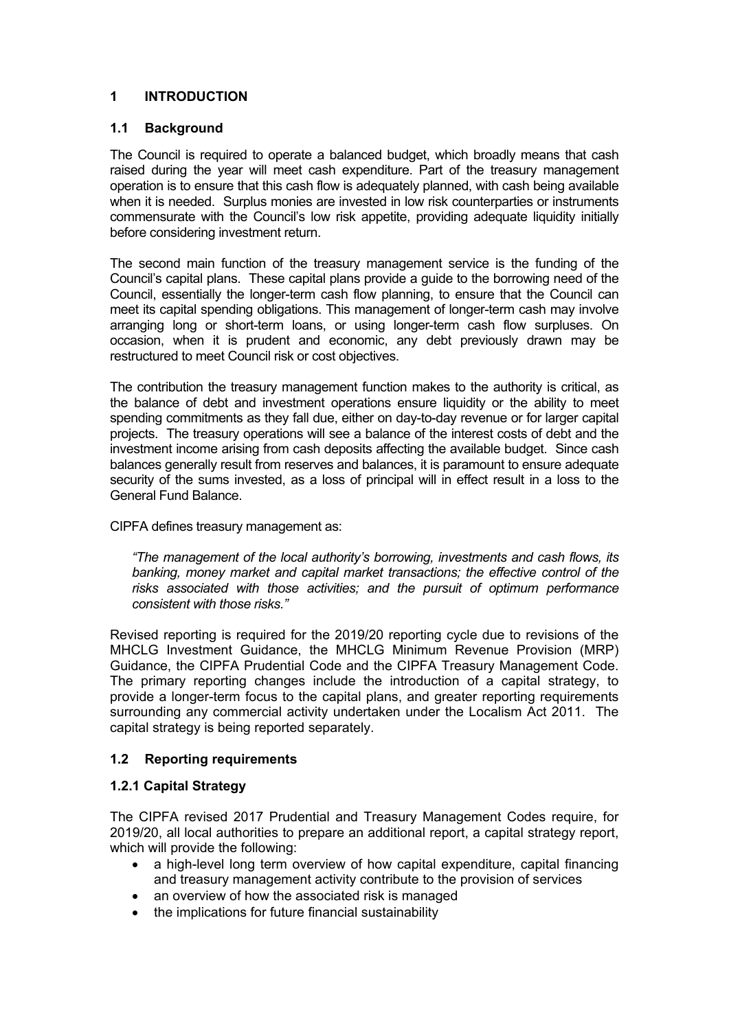# 1 INTRODUCTION

## 1.1 Background

The Council is required to operate a balanced budget, which broadly means that cash raised during the year will meet cash expenditure. Part of the treasury management operation is to ensure that this cash flow is adequately planned, with cash being available when it is needed. Surplus monies are invested in low risk counterparties or instruments commensurate with the Council's low risk appetite, providing adequate liquidity initially before considering investment return.

The second main function of the treasury management service is the funding of the Council's capital plans. These capital plans provide a guide to the borrowing need of the Council, essentially the longer-term cash flow planning, to ensure that the Council can meet its capital spending obligations. This management of longer-term cash may involve arranging long or short-term loans, or using longer-term cash flow surpluses. On occasion, when it is prudent and economic, any debt previously drawn may be restructured to meet Council risk or cost objectives.

The contribution the treasury management function makes to the authority is critical, as the balance of debt and investment operations ensure liquidity or the ability to meet spending commitments as they fall due, either on day-to-day revenue or for larger capital projects. The treasury operations will see a balance of the interest costs of debt and the investment income arising from cash deposits affecting the available budget. Since cash balances generally result from reserves and balances, it is paramount to ensure adequate security of the sums invested, as a loss of principal will in effect result in a loss to the General Fund Balance.

CIPFA defines treasury management as:

> *"The management of the local authority's borrowing, investments and cash flows, its banking, money market and capital market transactions; the effective control of the risks associated with those activities; and the pursuit of optimum performance consistent with those risks."*

Revised reporting is required for the 2019/20 reporting cycle due to revisions of the MHCLG Investment Guidance, the MHCLG Minimum Revenue Provision (MRP) Guidance, the CIPFA Prudential Code and the CIPFA Treasury Management Code. The primary reporting changes include the introduction of a capital strategy, to provide a longer-term focus to the capital plans, and greater reporting requirements surrounding any commercial activity undertaken under the Localism Act 2011. The capital strategy is being reported separately.

## 1.2 Reporting requirements

### 1.2.1 Capital Strategy

The CIPFA revised 2017 Prudential and Treasury Management Codes require, for 2019/20, all local authorities to prepare an additional report, a capital strategy report, which will provide the following:

- a high-level long term overview of how capital expenditure, capital financing and treasury management activity contribute to the provision of services
- an overview of how the associated risk is managed
- the implications for future financial sustainability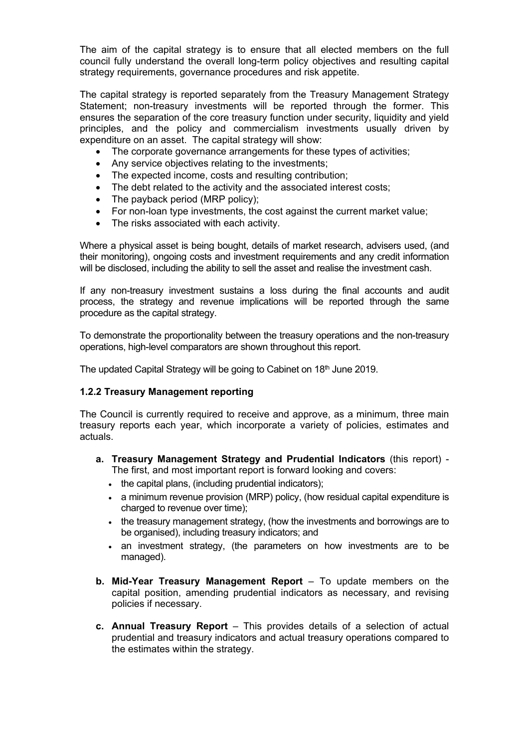The aim of the capital strategy is to ensure that all elected members on the full council fully understand the overall long-term policy objectives and resulting capital strategy requirements, governance procedures and risk appetite.

The capital strategy is reported separately from the Treasury Management Strategy Statement; non-treasury investments will be reported through the former. This ensures the separation of the core treasury function under security, liquidity and yield principles, and the policy and commercialism investments usually driven by expenditure on an asset. The capital strategy will show:

- The corporate governance arrangements for these types of activities;
- Any service objectives relating to the investments;
- The expected income, costs and resulting contribution;
- The debt related to the activity and the associated interest costs;
- The payback period (MRP policy);
- For non-loan type investments, the cost against the current market value;
- The risks associated with each activity.

Where a physical asset is being bought, details of market research, advisers used, (and their monitoring), ongoing costs and investment requirements and any credit information will be disclosed, including the ability to sell the asset and realise the investment cash.

If any non-treasury investment sustains a loss during the final accounts and audit process, the strategy and revenue implications will be reported through the same procedure as the capital strategy.

To demonstrate the proportionality between the treasury operations and the non-treasury operations, high-level comparators are shown throughout this report.

The updated Capital Strategy will be going to Cabinet on 18th June 2019.

### 1.2.2 Treasury Management reporting

The Council is currently required to receive and approve, as a minimum, three main treasury reports each year, which incorporate a variety of policies, estimates and actuals.

**a. Treasury Management Strategy and Prudential Indicators** (this report) - The first, and most important report is forward looking and covers:
   - the capital plans, (including prudential indicators);
   - a minimum revenue provision (MRP) policy, (how residual capital expenditure is charged to revenue over time);
   - the treasury management strategy, (how the investments and borrowings are to be organised), including treasury indicators; and
   - an investment strategy, (the parameters on how investments are to be managed).

**b. Mid-Year Treasury Management Report** – To update members on the capital position, amending prudential indicators as necessary, and revising policies if necessary.

**c. Annual Treasury Report** – This provides details of a selection of actual prudential and treasury indicators and actual treasury operations compared to the estimates within the strategy.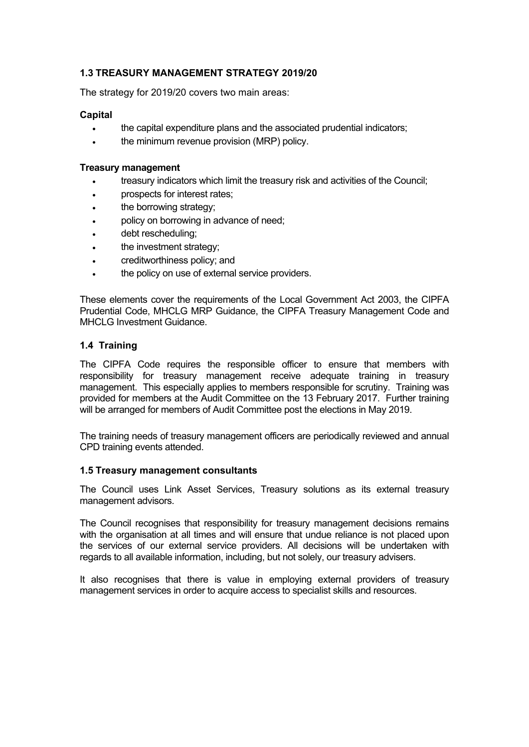### 1.3 TREASURY MANAGEMENT STRATEGY 2019/20

The strategy for 2019/20 covers two main areas:

**Capital**

- the capital expenditure plans and the associated prudential indicators;
- the minimum revenue provision (MRP) policy.

**Treasury management**

- treasury indicators which limit the treasury risk and activities of the Council;
- prospects for interest rates;
- the borrowing strategy;
- policy on borrowing in advance of need;
- debt rescheduling;
- the investment strategy;
- creditworthiness policy; and
- the policy on use of external service providers.

These elements cover the requirements of the Local Government Act 2003, the CIPFA Prudential Code, MHCLG MRP Guidance, the CIPFA Treasury Management Code and MHCLG Investment Guidance.

### 1.4 Training

The CIPFA Code requires the responsible officer to ensure that members with responsibility for treasury management receive adequate training in treasury management. This especially applies to members responsible for scrutiny. Training was provided for members at the Audit Committee on the 13 February 2017. Further training will be arranged for members of Audit Committee post the elections in May 2019.

The training needs of treasury management officers are periodically reviewed and annual CPD training events attended.

### 1.5 Treasury management consultants

The Council uses Link Asset Services, Treasury solutions as its external treasury management advisors.

The Council recognises that responsibility for treasury management decisions remains with the organisation at all times and will ensure that undue reliance is not placed upon the services of our external service providers. All decisions will be undertaken with regards to all available information, including, but not solely, our treasury advisers.

It also recognises that there is value in employing external providers of treasury management services in order to acquire access to specialist skills and resources.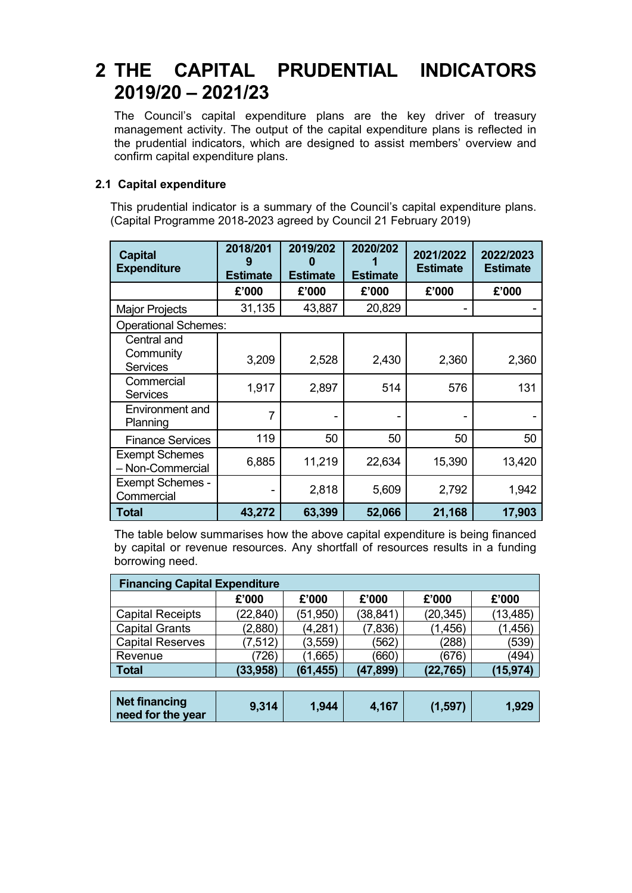# 2 THE CAPITAL PRUDENTIAL INDICATORS 2019/20 – 2021/23

The Council's capital expenditure plans are the key driver of treasury management activity. The output of the capital expenditure plans is reflected in the prudential indicators, which are designed to assist members' overview and confirm capital expenditure plans.

### 2.1 Capital expenditure

This prudential indicator is a summary of the Council's capital expenditure plans. (Capital Programme 2018-2023 agreed by Council 21 February 2019)

| Capital Expenditure | 2018/2019 Estimate | 2019/2020 Estimate | 2020/2021 Estimate | 2021/2022 Estimate | 2022/2023 Estimate |
|---|---|---|---|---|---|
| | £'000 | £'000 | £'000 | £'000 | £'000 |
| Major Projects | 31,135 | 43,887 | 20,829 | - | - |
| Operational Schemes: | | | | | |
| Central and Community Services | 3,209 | 2,528 | 2,430 | 2,360 | 2,360 |
| Commercial Services | 1,917 | 2,897 | 514 | 576 | 131 |
| Environment and Planning | 7 | - | - | - | - |
| Finance Services | 119 | 50 | 50 | 50 | 50 |
| Exempt Schemes – Non-Commercial | 6,885 | 11,219 | 22,634 | 15,390 | 13,420 |
| Exempt Schemes - Commercial | - | 2,818 | 5,609 | 2,792 | 1,942 |
| **Total** | **43,272** | **63,399** | **52,066** | **21,168** | **17,903** |

The table below summarises how the above capital expenditure is being financed by capital or revenue resources. Any shortfall of resources results in a funding borrowing need.

| Financing Capital Expenditure | | | | | |
|---|---|---|---|---|---|
| | £'000 | £'000 | £'000 | £'000 | £'000 |
| Capital Receipts | (22,840) | (51,950) | (38,841) | (20,345) | (13,485) |
| Capital Grants | (2,880) | (4,281) | (7,836) | (1,456) | (1,456) |
| Capital Reserves | (7,512) | (3,559) | (562) | (288) | (539) |
| Revenue | (726) | (1,665) | (660) | (676) | (494) |
| **Total** | **(33,958)** | **(61,455)** | **(47,899)** | **(22,765)** | **(15,974)** |
| **Net financing need for the year** | **9,314** | **1,944** | **4,167** | **(1,597)** | **1,929** |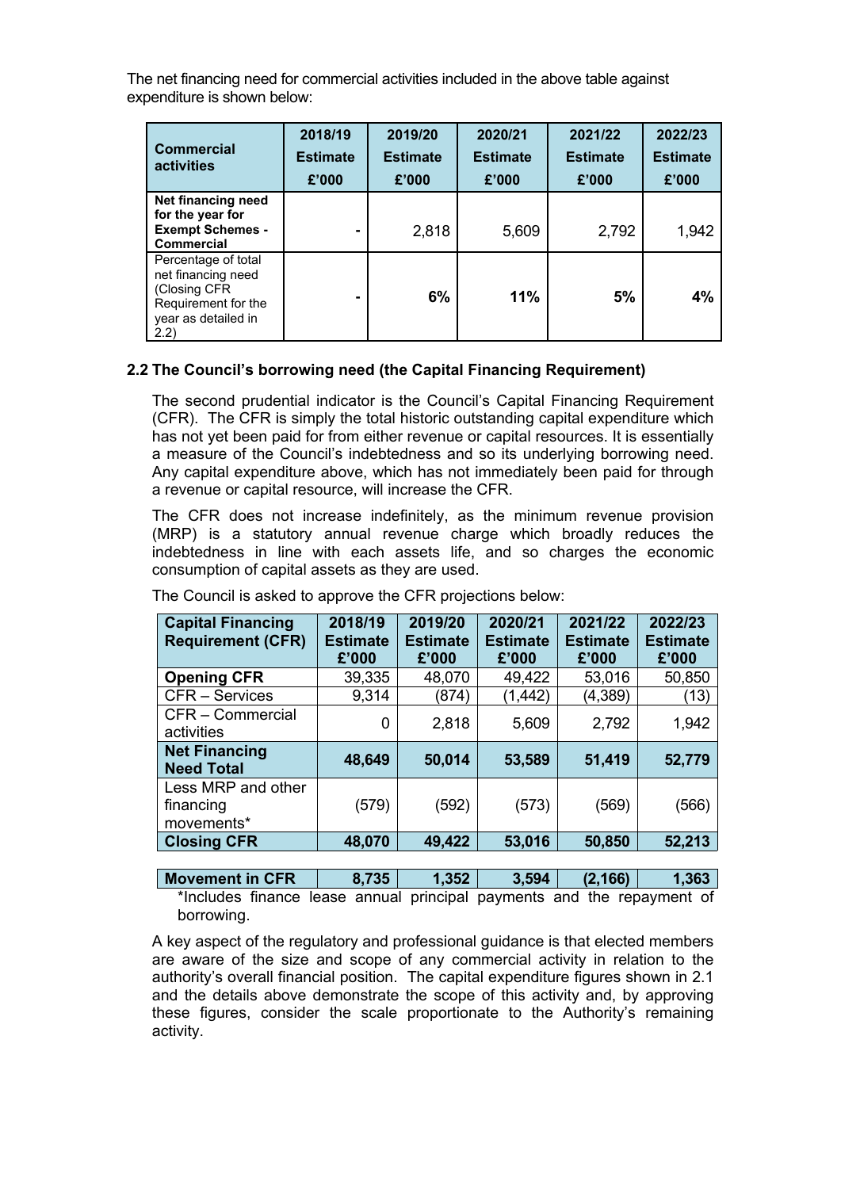The net financing need for commercial activities included in the above table against expenditure is shown below:

| Commercial activities | 2018/19 Estimate £'000 | 2019/20 Estimate £'000 | 2020/21 Estimate £'000 | 2021/22 Estimate £'000 | 2022/23 Estimate £'000 |
|---|---|---|---|---|---|
| **Net financing need for the year for Exempt Schemes - Commercial** | - | 2,818 | 5,609 | 2,792 | 1,942 |
| Percentage of total net financing need (Closing CFR Requirement for the year as detailed in 2.2) | - | **6%** | **11%** | **5%** | **4%** |

### 2.2 The Council's borrowing need (the Capital Financing Requirement)

The second prudential indicator is the Council's Capital Financing Requirement (CFR). The CFR is simply the total historic outstanding capital expenditure which has not yet been paid for from either revenue or capital resources. It is essentially a measure of the Council's indebtedness and so its underlying borrowing need. Any capital expenditure above, which has not immediately been paid for through a revenue or capital resource, will increase the CFR.

The CFR does not increase indefinitely, as the minimum revenue provision (MRP) is a statutory annual revenue charge which broadly reduces the indebtedness in line with each assets life, and so charges the economic consumption of capital assets as they are used.

The Council is asked to approve the CFR projections below:

| Capital Financing Requirement (CFR) | 2018/19 Estimate £'000 | 2019/20 Estimate £'000 | 2020/21 Estimate £'000 | 2021/22 Estimate £'000 | 2022/23 Estimate £'000 |
|---|---|---|---|---|---|
| **Opening CFR** | 39,335 | 48,070 | 49,422 | 53,016 | 50,850 |
| CFR – Services | 9,314 | (874) | (1,442) | (4,389) | (13) |
| CFR – Commercial activities | 0 | 2,818 | 5,609 | 2,792 | 1,942 |
| **Net Financing Need Total** | **48,649** | **50,014** | **53,589** | **51,419** | **52,779** |
| Less MRP and other financing movements* | (579) | (592) | (573) | (569) | (566) |
| **Closing CFR** | **48,070** | **49,422** | **53,016** | **50,850** | **52,213** |
| | | | | | |
| **Movement in CFR** | **8,735** | **1,352** | **3,594** | **(2,166)** | **1,363** |

*Includes finance lease annual principal payments and the repayment of borrowing.

A key aspect of the regulatory and professional guidance is that elected members are aware of the size and scope of any commercial activity in relation to the authority's overall financial position. The capital expenditure figures shown in 2.1 and the details above demonstrate the scope of this activity and, by approving these figures, consider the scale proportionate to the Authority's remaining activity.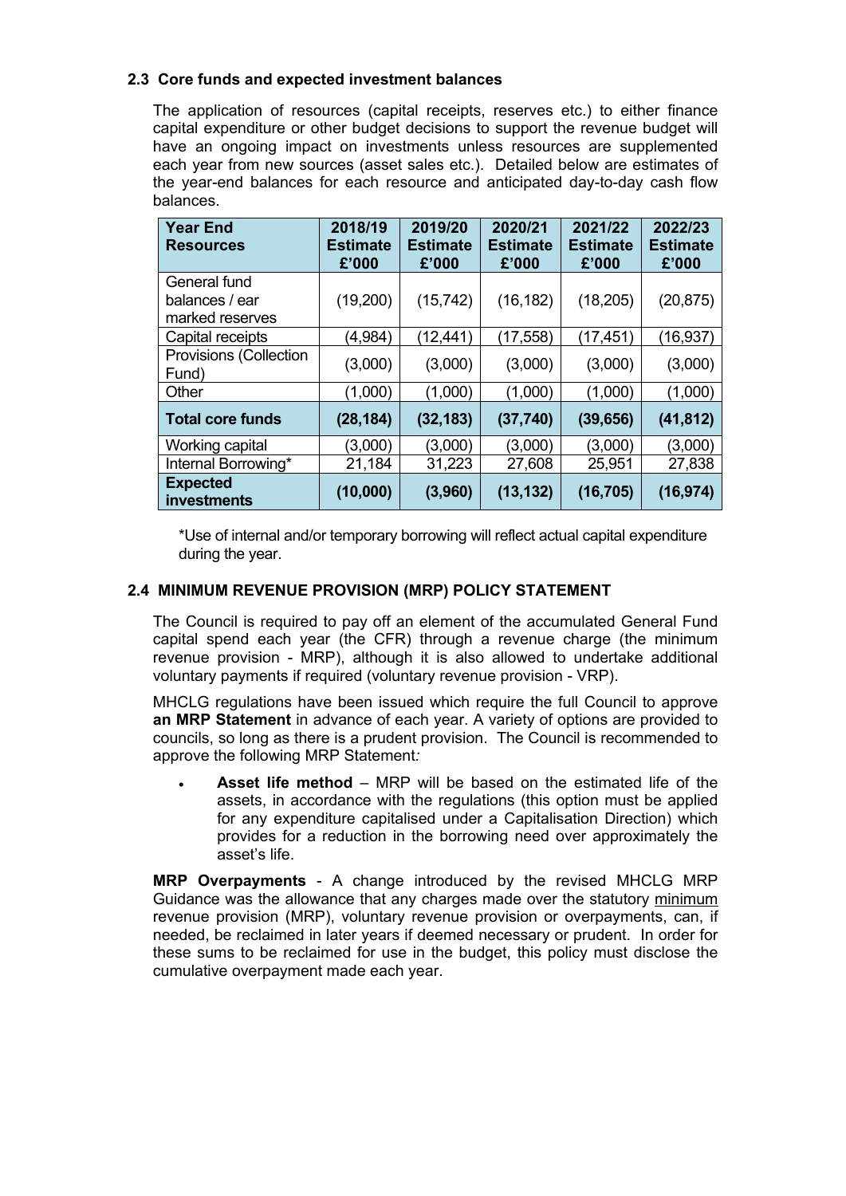### 2.3 Core funds and expected investment balances

The application of resources (capital receipts, reserves etc.) to either finance capital expenditure or other budget decisions to support the revenue budget will have an ongoing impact on investments unless resources are supplemented each year from new sources (asset sales etc.). Detailed below are estimates of the year-end balances for each resource and anticipated day-to-day cash flow balances.

| Year End Resources | 2018/19 Estimate £'000 | 2019/20 Estimate £'000 | 2020/21 Estimate £'000 | 2021/22 Estimate £'000 | 2022/23 Estimate £'000 |
|---|---|---|---|---|---|
| General fund balances / ear marked reserves | (19,200) | (15,742) | (16,182) | (18,205) | (20,875) |
| Capital receipts | (4,984) | (12,441) | (17,558) | (17,451) | (16,937) |
| Provisions (Collection Fund) | (3,000) | (3,000) | (3,000) | (3,000) | (3,000) |
| Other | (1,000) | (1,000) | (1,000) | (1,000) | (1,000) |
| **Total core funds** | **(28,184)** | **(32,183)** | **(37,740)** | **(39,656)** | **(41,812)** |
| Working capital | (3,000) | (3,000) | (3,000) | (3,000) | (3,000) |
| Internal Borrowing* | 21,184 | 31,223 | 27,608 | 25,951 | 27,838 |
| **Expected investments** | **(10,000)** | **(3,960)** | **(13,132)** | **(16,705)** | **(16,974)** |

*Use of internal and/or temporary borrowing will reflect actual capital expenditure during the year.

### 2.4 MINIMUM REVENUE PROVISION (MRP) POLICY STATEMENT

The Council is required to pay off an element of the accumulated General Fund capital spend each year (the CFR) through a revenue charge (the minimum revenue provision - MRP), although it is also allowed to undertake additional voluntary payments if required (voluntary revenue provision - VRP).

MHCLG regulations have been issued which require the full Council to approve **an MRP Statement** in advance of each year. A variety of options are provided to councils, so long as there is a prudent provision. The Council is recommended to approve the following MRP Statement*:*

- **Asset life method** – MRP will be based on the estimated life of the assets, in accordance with the regulations (this option must be applied for any expenditure capitalised under a Capitalisation Direction) which provides for a reduction in the borrowing need over approximately the asset's life.

**MRP Overpayments** - A change introduced by the revised MHCLG MRP Guidance was the allowance that any charges made over the statutory minimum revenue provision (MRP), voluntary revenue provision or overpayments, can, if needed, be reclaimed in later years if deemed necessary or prudent. In order for these sums to be reclaimed for use in the budget, this policy must disclose the cumulative overpayment made each year.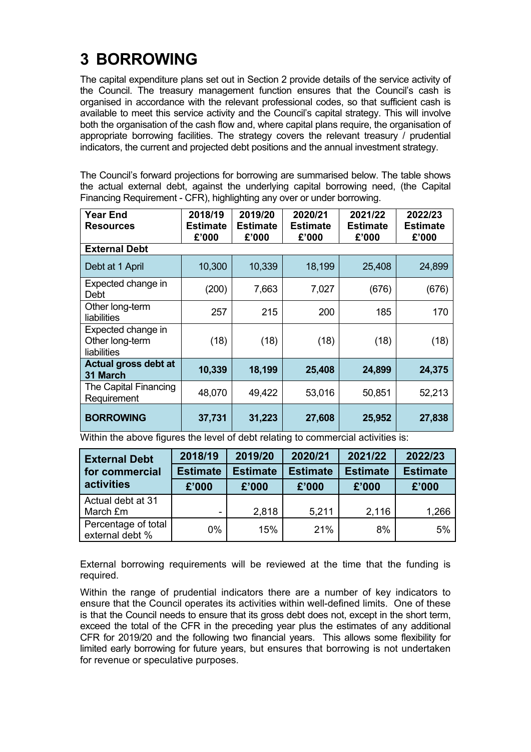# 3 BORROWING

The capital expenditure plans set out in Section 2 provide details of the service activity of the Council. The treasury management function ensures that the Council's cash is organised in accordance with the relevant professional codes, so that sufficient cash is available to meet this service activity and the Council's capital strategy. This will involve both the organisation of the cash flow and, where capital plans require, the organisation of appropriate borrowing facilities. The strategy covers the relevant treasury / prudential indicators, the current and projected debt positions and the annual investment strategy.

The Council's forward projections for borrowing are summarised below. The table shows the actual external debt, against the underlying capital borrowing need, (the Capital Financing Requirement - CFR), highlighting any over or under borrowing.

| Year End Resources | 2018/19 Estimate £'000 | 2019/20 Estimate £'000 | 2020/21 Estimate £'000 | 2021/22 Estimate £'000 | 2022/23 Estimate £'000 |
|---|---|---|---|---|---|
| **External Debt** | | | | | |
| Debt at 1 April | 10,300 | 10,339 | 18,199 | 25,408 | 24,899 |
| Expected change in Debt | (200) | 7,663 | 7,027 | (676) | (676) |
| Other long-term liabilities | 257 | 215 | 200 | 185 | 170 |
| Expected change in Other long-term liabilities | (18) | (18) | (18) | (18) | (18) |
| **Actual gross debt at 31 March** | **10,339** | **18,199** | **25,408** | **24,899** | **24,375** |
| The Capital Financing Requirement | 48,070 | 49,422 | 53,016 | 50,851 | 52,213 |
| **BORROWING** | **37,731** | **31,223** | **27,608** | **25,952** | **27,838** |

Within the above figures the level of debt relating to commercial activities is:

| External Debt for commercial activities | 2018/19 Estimate £'000 | 2019/20 Estimate £'000 | 2020/21 Estimate £'000 | 2021/22 Estimate £'000 | 2022/23 Estimate £'000 |
|---|---|---|---|---|---|
| Actual debt at 31 March £m | - | 2,818 | 5,211 | 2,116 | 1,266 |
| Percentage of total external debt % | 0% | 15% | 21% | 8% | 5% |

External borrowing requirements will be reviewed at the time that the funding is required.

Within the range of prudential indicators there are a number of key indicators to ensure that the Council operates its activities within well-defined limits. One of these is that the Council needs to ensure that its gross debt does not, except in the short term, exceed the total of the CFR in the preceding year plus the estimates of any additional CFR for 2019/20 and the following two financial years. This allows some flexibility for limited early borrowing for future years, but ensures that borrowing is not undertaken for revenue or speculative purposes.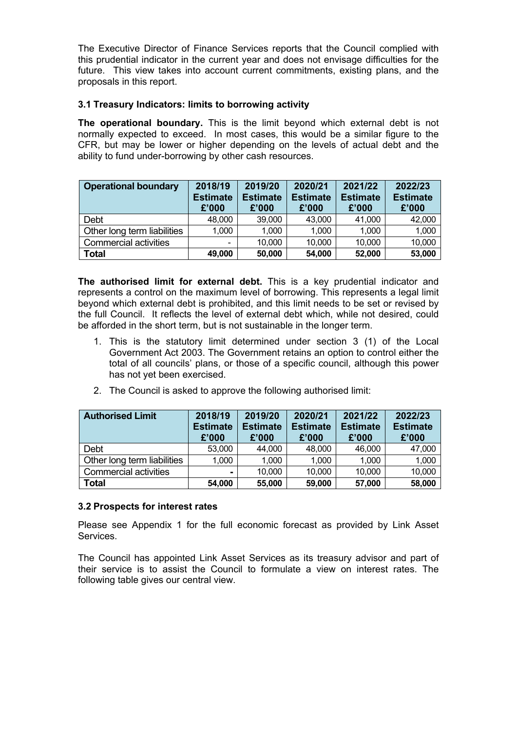The Executive Director of Finance Services reports that the Council complied with this prudential indicator in the current year and does not envisage difficulties for the future. This view takes into account current commitments, existing plans, and the proposals in this report.

### 3.1 Treasury Indicators: limits to borrowing activity

**The operational boundary.** This is the limit beyond which external debt is not normally expected to exceed. In most cases, this would be a similar figure to the CFR, but may be lower or higher depending on the levels of actual debt and the ability to fund under-borrowing by other cash resources.

| Operational boundary | 2018/19 Estimate £'000 | 2019/20 Estimate £'000 | 2020/21 Estimate £'000 | 2021/22 Estimate £'000 | 2022/23 Estimate £'000 |
|---|---|---|---|---|---|
| Debt | 48,000 | 39,000 | 43,000 | 41,000 | 42,000 |
| Other long term liabilities | 1,000 | 1,000 | 1,000 | 1,000 | 1,000 |
| Commercial activities | - | 10,000 | 10,000 | 10,000 | 10,000 |
| **Total** | **49,000** | **50,000** | **54,000** | **52,000** | **53,000** |

**The authorised limit for external debt.** This is a key prudential indicator and represents a control on the maximum level of borrowing. This represents a legal limit beyond which external debt is prohibited, and this limit needs to be set or revised by the full Council. It reflects the level of external debt which, while not desired, could be afforded in the short term, but is not sustainable in the longer term.

1. This is the statutory limit determined under section 3 (1) of the Local Government Act 2003. The Government retains an option to control either the total of all councils' plans, or those of a specific council, although this power has not yet been exercised.
2. The Council is asked to approve the following authorised limit:

| Authorised Limit | 2018/19 Estimate £'000 | 2019/20 Estimate £'000 | 2020/21 Estimate £'000 | 2021/22 Estimate £'000 | 2022/23 Estimate £'000 |
|---|---|---|---|---|---|
| Debt | 53,000 | 44,000 | 48,000 | 46,000 | 47,000 |
| Other long term liabilities | 1,000 | 1,000 | 1,000 | 1,000 | 1,000 |
| Commercial activities | - | 10,000 | 10,000 | 10,000 | 10,000 |
| **Total** | **54,000** | **55,000** | **59,000** | **57,000** | **58,000** |

### 3.2 Prospects for interest rates

Please see Appendix 1 for the full economic forecast as provided by Link Asset Services.

The Council has appointed Link Asset Services as its treasury advisor and part of their service is to assist the Council to formulate a view on interest rates. The following table gives our central view.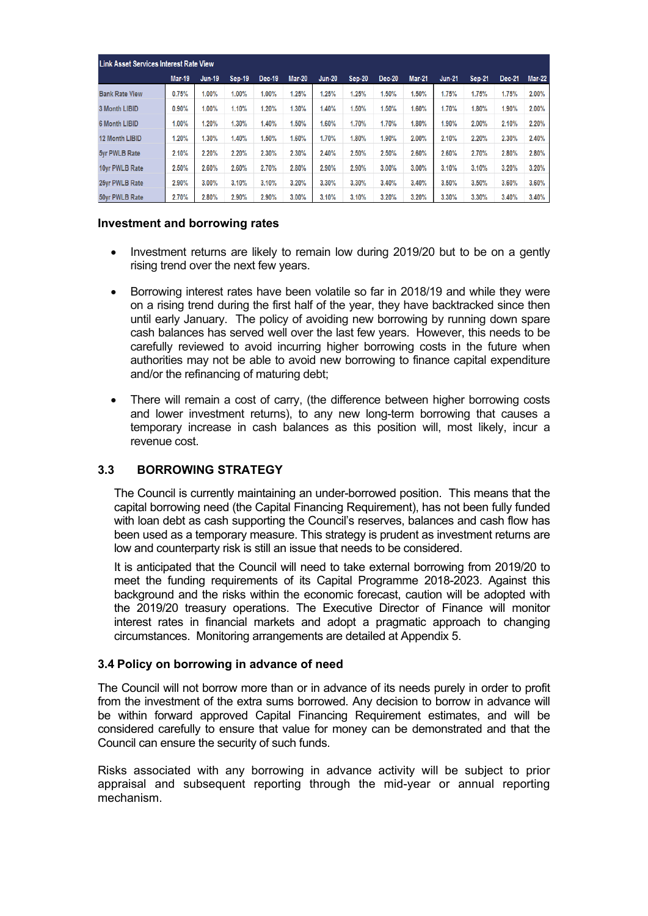| Link Asset Services Interest Rate View | | | | | | | | | | | | | |
|---|---|---|---|---|---|---|---|---|---|---|---|---|---|
| | Mar-19 | Jun-19 | Sep-19 | Dec-19 | Mar-20 | Jun-20 | Sep-20 | Dec-20 | Mar-21 | Jun-21 | Sep-21 | Dec-21 | Mar-22 |
| Bank Rate View | 0.75% | 1.00% | 1.00% | 1.00% | 1.25% | 1.25% | 1.25% | 1.50% | 1.50% | 1.75% | 1.75% | 1.75% | 2.00% |
| 3 Month LIBID | 0.90% | 1.00% | 1.10% | 1.20% | 1.30% | 1.40% | 1.50% | 1.50% | 1.60% | 1.70% | 1.80% | 1.90% | 2.00% |
| 6 Month LIBID | 1.00% | 1.20% | 1.30% | 1.40% | 1.50% | 1.60% | 1.70% | 1.70% | 1.80% | 1.90% | 2.00% | 2.10% | 2.20% |
| 12 Month LIBID | 1.20% | 1.30% | 1.40% | 1.50% | 1.60% | 1.70% | 1.80% | 1.90% | 2.00% | 2.10% | 2.20% | 2.30% | 2.40% |
| 5yr PWLB Rate | 2.10% | 2.20% | 2.20% | 2.30% | 2.30% | 2.40% | 2.50% | 2.50% | 2.60% | 2.60% | 2.70% | 2.80% | 2.80% |
| 10yr PWLB Rate | 2.50% | 2.60% | 2.60% | 2.70% | 2.80% | 2.90% | 2.90% | 3.00% | 3.00% | 3.10% | 3.10% | 3.20% | 3.20% |
| 25yr PWLB Rate | 2.90% | 3.00% | 3.10% | 3.10% | 3.20% | 3.30% | 3.30% | 3.40% | 3.40% | 3.50% | 3.50% | 3.60% | 3.60% |
| 50yr PWLB Rate | 2.70% | 2.80% | 2.90% | 2.90% | 3.00% | 3.10% | 3.10% | 3.20% | 3.20% | 3.30% | 3.30% | 3.40% | 3.40% |

**Investment and borrowing rates**

- Investment returns are likely to remain low during 2019/20 but to be on a gently rising trend over the next few years.
- Borrowing interest rates have been volatile so far in 2018/19 and while they were on a rising trend during the first half of the year, they have backtracked since then until early January. The policy of avoiding new borrowing by running down spare cash balances has served well over the last few years. However, this needs to be carefully reviewed to avoid incurring higher borrowing costs in the future when authorities may not be able to avoid new borrowing to finance capital expenditure and/or the refinancing of maturing debt;
- There will remain a cost of carry, (the difference between higher borrowing costs and lower investment returns), to any new long-term borrowing that causes a temporary increase in cash balances as this position will, most likely, incur a revenue cost.

## 3.3 BORROWING STRATEGY

The Council is currently maintaining an under-borrowed position. This means that the capital borrowing need (the Capital Financing Requirement), has not been fully funded with loan debt as cash supporting the Council's reserves, balances and cash flow has been used as a temporary measure. This strategy is prudent as investment returns are low and counterparty risk is still an issue that needs to be considered.

It is anticipated that the Council will need to take external borrowing from 2019/20 to meet the funding requirements of its Capital Programme 2018-2023. Against this background and the risks within the economic forecast, caution will be adopted with the 2019/20 treasury operations. The Executive Director of Finance will monitor interest rates in financial markets and adopt a pragmatic approach to changing circumstances. Monitoring arrangements are detailed at Appendix 5.

### 3.4 Policy on borrowing in advance of need

The Council will not borrow more than or in advance of its needs purely in order to profit from the investment of the extra sums borrowed. Any decision to borrow in advance will be within forward approved Capital Financing Requirement estimates, and will be considered carefully to ensure that value for money can be demonstrated and that the Council can ensure the security of such funds.

Risks associated with any borrowing in advance activity will be subject to prior appraisal and subsequent reporting through the mid-year or annual reporting mechanism.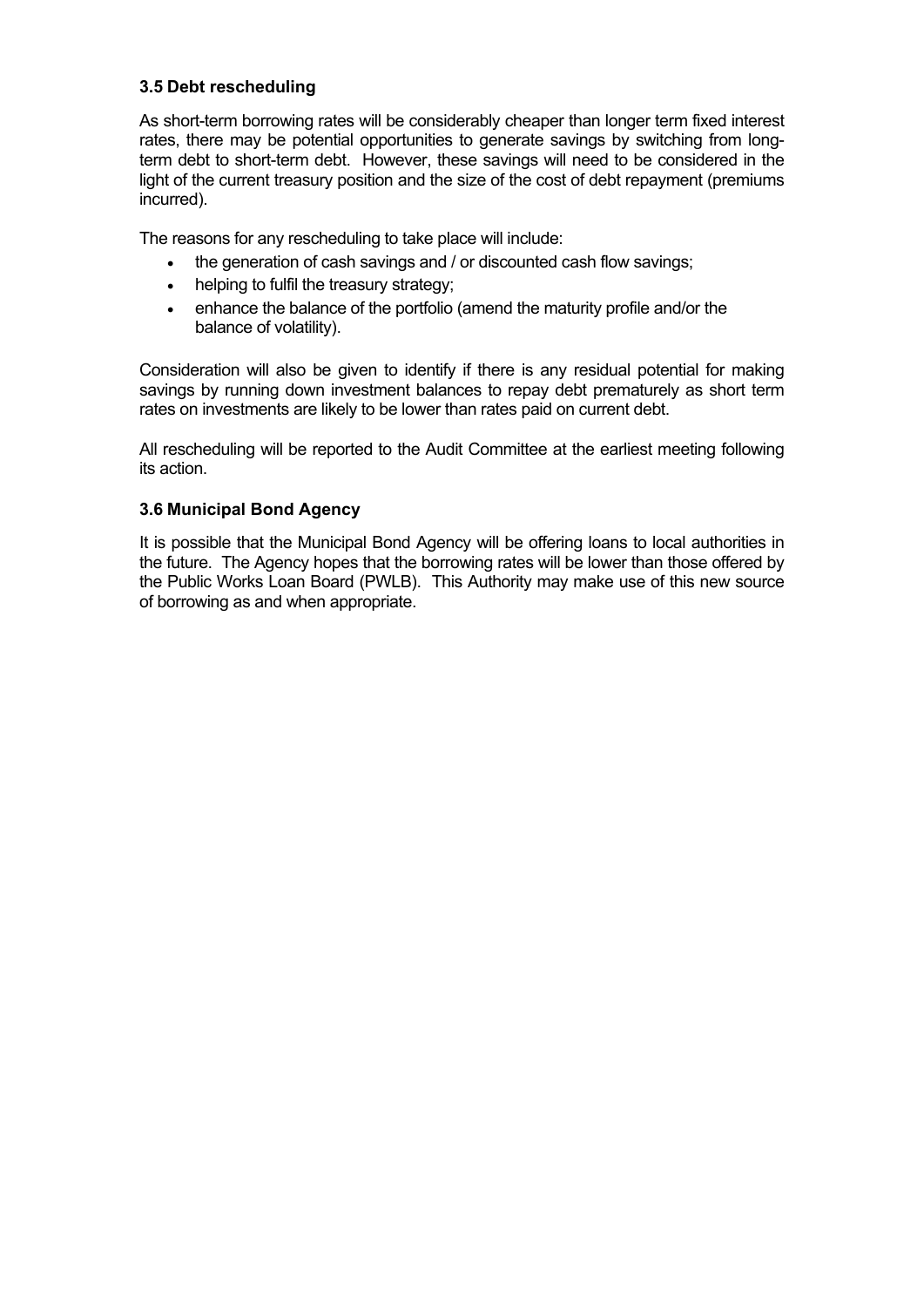### 3.5 Debt rescheduling

As short-term borrowing rates will be considerably cheaper than longer term fixed interest rates, there may be potential opportunities to generate savings by switching from long-term debt to short-term debt. However, these savings will need to be considered in the light of the current treasury position and the size of the cost of debt repayment (premiums incurred).

The reasons for any rescheduling to take place will include:

- the generation of cash savings and / or discounted cash flow savings;
- helping to fulfil the treasury strategy;
- enhance the balance of the portfolio (amend the maturity profile and/or the balance of volatility).

Consideration will also be given to identify if there is any residual potential for making savings by running down investment balances to repay debt prematurely as short term rates on investments are likely to be lower than rates paid on current debt.

All rescheduling will be reported to the Audit Committee at the earliest meeting following its action.

### 3.6 Municipal Bond Agency

It is possible that the Municipal Bond Agency will be offering loans to local authorities in the future. The Agency hopes that the borrowing rates will be lower than those offered by the Public Works Loan Board (PWLB). This Authority may make use of this new source of borrowing as and when appropriate.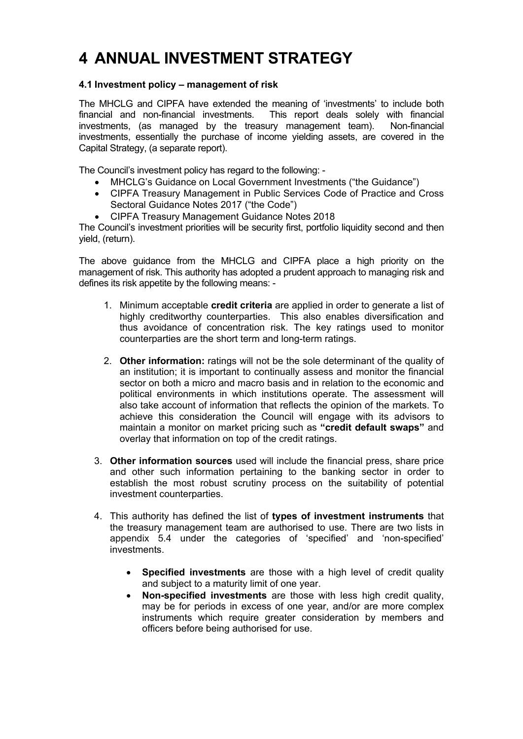# 4 ANNUAL INVESTMENT STRATEGY

**4.1 Investment policy – management of risk**

The MHCLG and CIPFA have extended the meaning of 'investments' to include both financial and non-financial investments. This report deals solely with financial investments, (as managed by the treasury management team). Non-financial investments, essentially the purchase of income yielding assets, are covered in the Capital Strategy, (a separate report).

The Council's investment policy has regard to the following: -

- MHCLG's Guidance on Local Government Investments ("the Guidance")
- CIPFA Treasury Management in Public Services Code of Practice and Cross Sectoral Guidance Notes 2017 ("the Code")
- CIPFA Treasury Management Guidance Notes 2018

The Council's investment priorities will be security first, portfolio liquidity second and then yield, (return).

The above guidance from the MHCLG and CIPFA place a high priority on the management of risk. This authority has adopted a prudent approach to managing risk and defines its risk appetite by the following means: -

1. Minimum acceptable **credit criteria** are applied in order to generate a list of highly creditworthy counterparties. This also enables diversification and thus avoidance of concentration risk. The key ratings used to monitor counterparties are the short term and long-term ratings.

2. **Other information:** ratings will not be the sole determinant of the quality of an institution; it is important to continually assess and monitor the financial sector on both a micro and macro basis and in relation to the economic and political environments in which institutions operate. The assessment will also take account of information that reflects the opinion of the markets. To achieve this consideration the Council will engage with its advisors to maintain a monitor on market pricing such as **"credit default swaps"** and overlay that information on top of the credit ratings.

3. **Other information sources** used will include the financial press, share price and other such information pertaining to the banking sector in order to establish the most robust scrutiny process on the suitability of potential investment counterparties.

4. This authority has defined the list of **types of investment instruments** that the treasury management team are authorised to use. There are two lists in appendix 5.4 under the categories of 'specified' and 'non-specified' investments.

    - **Specified investments** are those with a high level of credit quality and subject to a maturity limit of one year.
    - **Non-specified investments** are those with less high credit quality, may be for periods in excess of one year, and/or are more complex instruments which require greater consideration by members and officers before being authorised for use.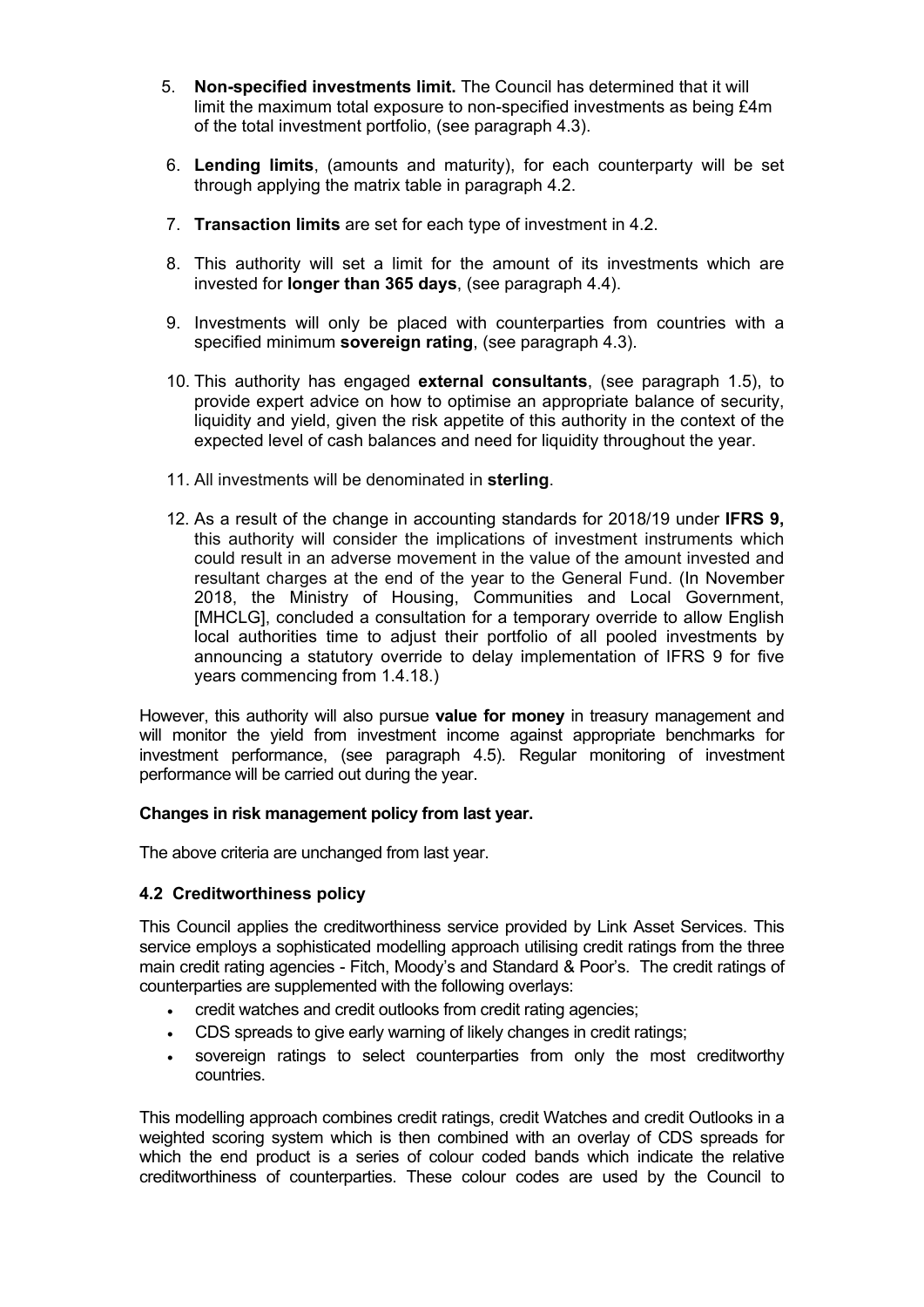5. **Non-specified investments limit.** The Council has determined that it will limit the maximum total exposure to non-specified investments as being £4m of the total investment portfolio, (see paragraph 4.3).

6. **Lending limits**, (amounts and maturity), for each counterparty will be set through applying the matrix table in paragraph 4.2.

7. **Transaction limits** are set for each type of investment in 4.2.

8. This authority will set a limit for the amount of its investments which are invested for **longer than 365 days**, (see paragraph 4.4).

9. Investments will only be placed with counterparties from countries with a specified minimum **sovereign rating**, (see paragraph 4.3).

10. This authority has engaged **external consultants**, (see paragraph 1.5), to provide expert advice on how to optimise an appropriate balance of security, liquidity and yield, given the risk appetite of this authority in the context of the expected level of cash balances and need for liquidity throughout the year.

11. All investments will be denominated in **sterling**.

12. As a result of the change in accounting standards for 2018/19 under **IFRS 9,** this authority will consider the implications of investment instruments which could result in an adverse movement in the value of the amount invested and resultant charges at the end of the year to the General Fund. (In November 2018, the Ministry of Housing, Communities and Local Government, [MHCLG], concluded a consultation for a temporary override to allow English local authorities time to adjust their portfolio of all pooled investments by announcing a statutory override to delay implementation of IFRS 9 for five years commencing from 1.4.18.)

However, this authority will also pursue **value for money** in treasury management and will monitor the yield from investment income against appropriate benchmarks for investment performance, (see paragraph 4.5). Regular monitoring of investment performance will be carried out during the year.

**Changes in risk management policy from last year.**

The above criteria are unchanged from last year.

### 4.2 Creditworthiness policy

This Council applies the creditworthiness service provided by Link Asset Services. This service employs a sophisticated modelling approach utilising credit ratings from the three main credit rating agencies - Fitch, Moody's and Standard & Poor's. The credit ratings of counterparties are supplemented with the following overlays:

- credit watches and credit outlooks from credit rating agencies;
- CDS spreads to give early warning of likely changes in credit ratings;
- sovereign ratings to select counterparties from only the most creditworthy countries.

This modelling approach combines credit ratings, credit Watches and credit Outlooks in a weighted scoring system which is then combined with an overlay of CDS spreads for which the end product is a series of colour coded bands which indicate the relative creditworthiness of counterparties. These colour codes are used by the Council to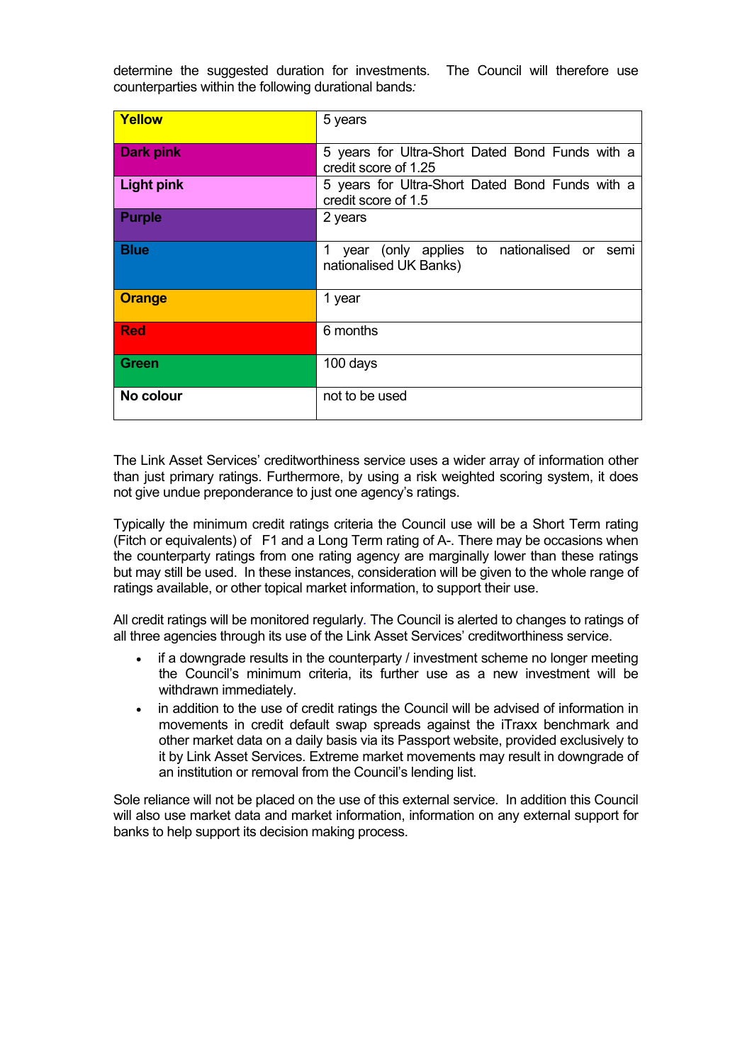determine the suggested duration for investments. The Council will therefore use counterparties within the following durational bands*:*

| **Yellow** | 5 years |
|---|---|
| **Dark pink** | 5 years for Ultra-Short Dated Bond Funds with a credit score of 1.25 |
| **Light pink** | 5 years for Ultra-Short Dated Bond Funds with a credit score of 1.5 |
| **Purple** | 2 years |
| **Blue** | 1 year (only applies to nationalised or semi nationalised UK Banks) |
| **Orange** | 1 year |
| **Red** | 6 months |
| **Green** | 100 days |
| **No colour** | not to be used |

The Link Asset Services' creditworthiness service uses a wider array of information other than just primary ratings. Furthermore, by using a risk weighted scoring system, it does not give undue preponderance to just one agency's ratings.

Typically the minimum credit ratings criteria the Council use will be a Short Term rating (Fitch or equivalents) of F1 and a Long Term rating of A-. There may be occasions when the counterparty ratings from one rating agency are marginally lower than these ratings but may still be used. In these instances, consideration will be given to the whole range of ratings available, or other topical market information, to support their use.

All credit ratings will be monitored regularly. The Council is alerted to changes to ratings of all three agencies through its use of the Link Asset Services' creditworthiness service.

- if a downgrade results in the counterparty / investment scheme no longer meeting the Council's minimum criteria, its further use as a new investment will be withdrawn immediately.
- in addition to the use of credit ratings the Council will be advised of information in movements in credit default swap spreads against the iTraxx benchmark and other market data on a daily basis via its Passport website, provided exclusively to it by Link Asset Services. Extreme market movements may result in downgrade of an institution or removal from the Council's lending list.

Sole reliance will not be placed on the use of this external service. In addition this Council will also use market data and market information, information on any external support for banks to help support its decision making process.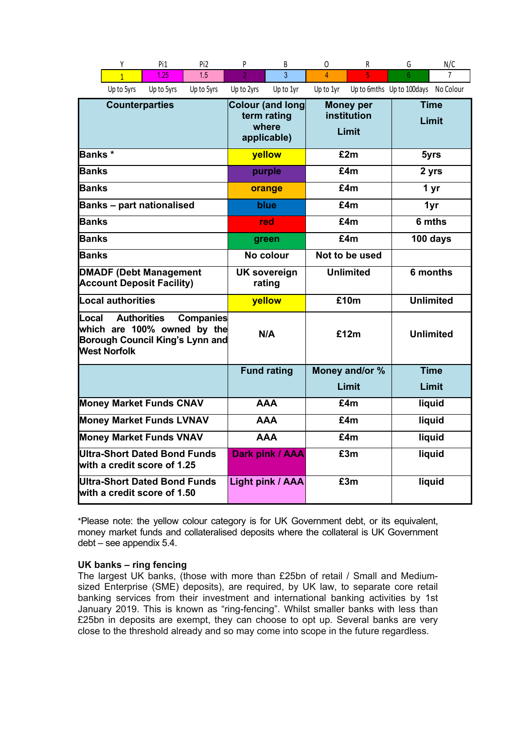| Y | Pi1 | Pi2 | P | B | O | R | G | N/C |
|---|---|---|---|---|---|---|---|---|
| 1 | 1.25 | 1.5 | 2 | 3 | 4 | 5 | 6 | 7 |
| Up to 5yrs | Up to 5yrs | Up to 5yrs | Up to 2yrs | Up to 1yr | Up to 1yr | Up to 6mths | Up to 100days | No Colour |

| Counterparties | Colour (and long term rating where applicable) | Money per institution Limit | Time Limit |
|---|---|---|---|
| **Banks \*** | **yellow** | **£2m** | **5yrs** |
| **Banks** | **purple** | **£4m** | **2 yrs** |
| **Banks** | **orange** | **£4m** | **1 yr** |
| **Banks – part nationalised** | **blue** | **£4m** | **1yr** |
| **Banks** | **red** | **£4m** | **6 mths** |
| **Banks** | **green** | **£4m** | **100 days** |
| **Banks** | **No colour** | **Not to be used** | |
| **DMADF (Debt Management Account Deposit Facility)** | **UK sovereign rating** | **Unlimited** | **6 months** |
| **Local authorities** | **yellow** | **£10m** | **Unlimited** |
| **Local Authorities Companies which are 100% owned by the Borough Council King's Lynn and West Norfolk** | **N/A** | **£12m** | **Unlimited** |
| | **Fund rating** | **Money and/or % Limit** | **Time Limit** |
| **Money Market Funds CNAV** | **AAA** | **£4m** | **liquid** |
| **Money Market Funds LVNAV** | **AAA** | **£4m** | **liquid** |
| **Money Market Funds VNAV** | **AAA** | **£4m** | **liquid** |
| **Ultra-Short Dated Bond Funds with a credit score of 1.25** | **Dark pink / AAA** | **£3m** | **liquid** |
| **Ultra-Short Dated Bond Funds with a credit score of 1.50** | **Light pink / AAA** | **£3m** | **liquid** |

*Please note: the yellow colour category is for UK Government debt, or its equivalent, money market funds and collateralised deposits where the collateral is UK Government debt – see appendix 5.4.

**UK banks – ring fencing**

The largest UK banks, (those with more than £25bn of retail / Small and Medium-sized Enterprise (SME) deposits), are required, by UK law, to separate core retail banking services from their investment and international banking activities by 1st January 2019. This is known as "ring-fencing". Whilst smaller banks with less than £25bn in deposits are exempt, they can choose to opt up. Several banks are very close to the threshold already and so may come into scope in the future regardless.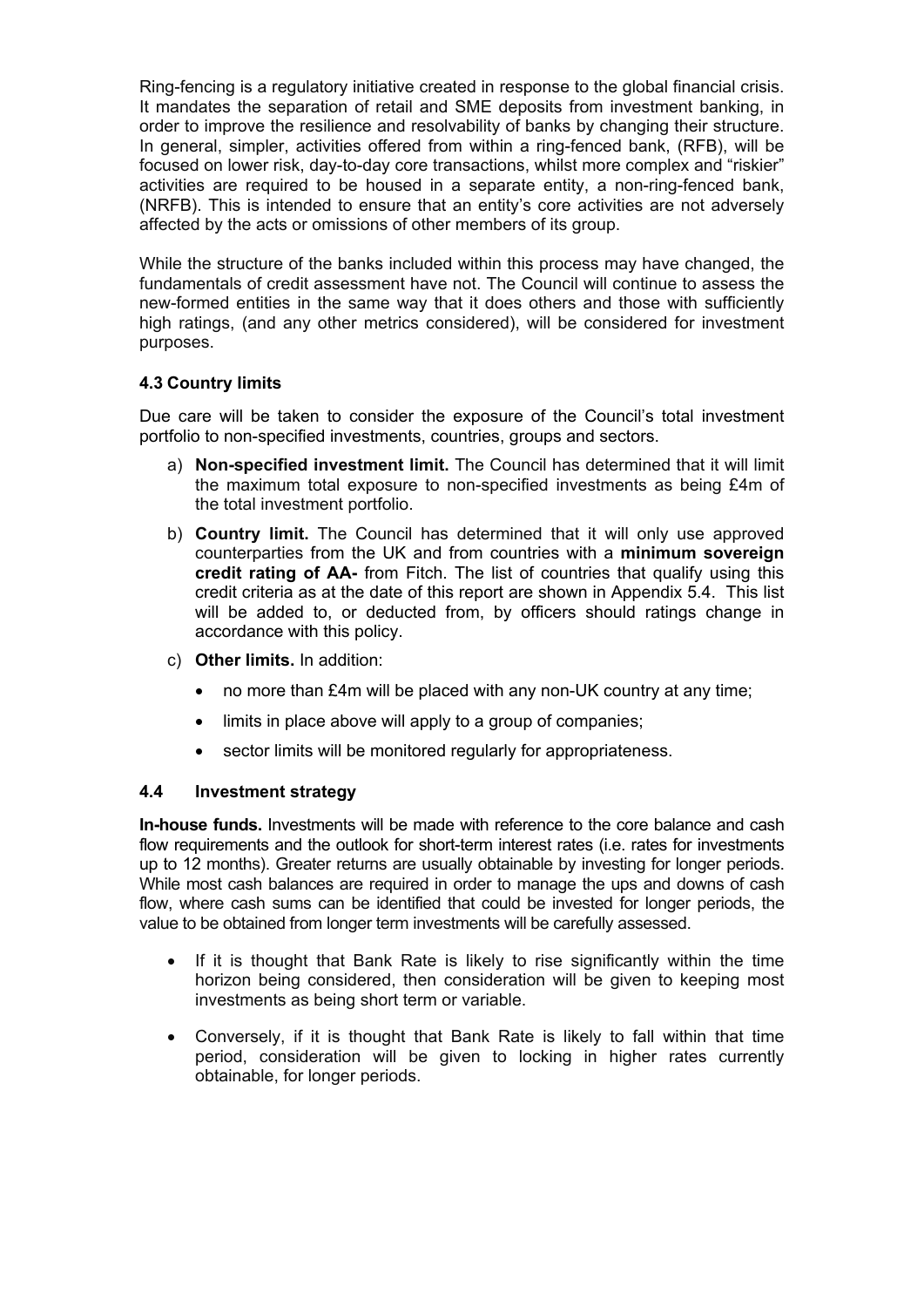Ring-fencing is a regulatory initiative created in response to the global financial crisis. It mandates the separation of retail and SME deposits from investment banking, in order to improve the resilience and resolvability of banks by changing their structure. In general, simpler, activities offered from within a ring-fenced bank, (RFB), will be focused on lower risk, day-to-day core transactions, whilst more complex and "riskier" activities are required to be housed in a separate entity, a non-ring-fenced bank, (NRFB). This is intended to ensure that an entity's core activities are not adversely affected by the acts or omissions of other members of its group.

While the structure of the banks included within this process may have changed, the fundamentals of credit assessment have not. The Council will continue to assess the new-formed entities in the same way that it does others and those with sufficiently high ratings, (and any other metrics considered), will be considered for investment purposes.

### 4.3 Country limits

Due care will be taken to consider the exposure of the Council's total investment portfolio to non-specified investments, countries, groups and sectors.

a) **Non-specified investment limit.** The Council has determined that it will limit the maximum total exposure to non-specified investments as being £4m of the total investment portfolio.

b) **Country limit.** The Council has determined that it will only use approved counterparties from the UK and from countries with a **minimum sovereign credit rating of AA-** from Fitch. The list of countries that qualify using this credit criteria as at the date of this report are shown in Appendix 5.4. This list will be added to, or deducted from, by officers should ratings change in accordance with this policy.

c) **Other limits.** In addition:
   - no more than £4m will be placed with any non-UK country at any time;
   - limits in place above will apply to a group of companies;
   - sector limits will be monitored regularly for appropriateness.

### 4.4 Investment strategy

**In-house funds.** Investments will be made with reference to the core balance and cash flow requirements and the outlook for short-term interest rates (i.e. rates for investments up to 12 months). Greater returns are usually obtainable by investing for longer periods. While most cash balances are required in order to manage the ups and downs of cash flow, where cash sums can be identified that could be invested for longer periods, the value to be obtained from longer term investments will be carefully assessed.

- If it is thought that Bank Rate is likely to rise significantly within the time horizon being considered, then consideration will be given to keeping most investments as being short term or variable.
- Conversely, if it is thought that Bank Rate is likely to fall within that time period, consideration will be given to locking in higher rates currently obtainable, for longer periods.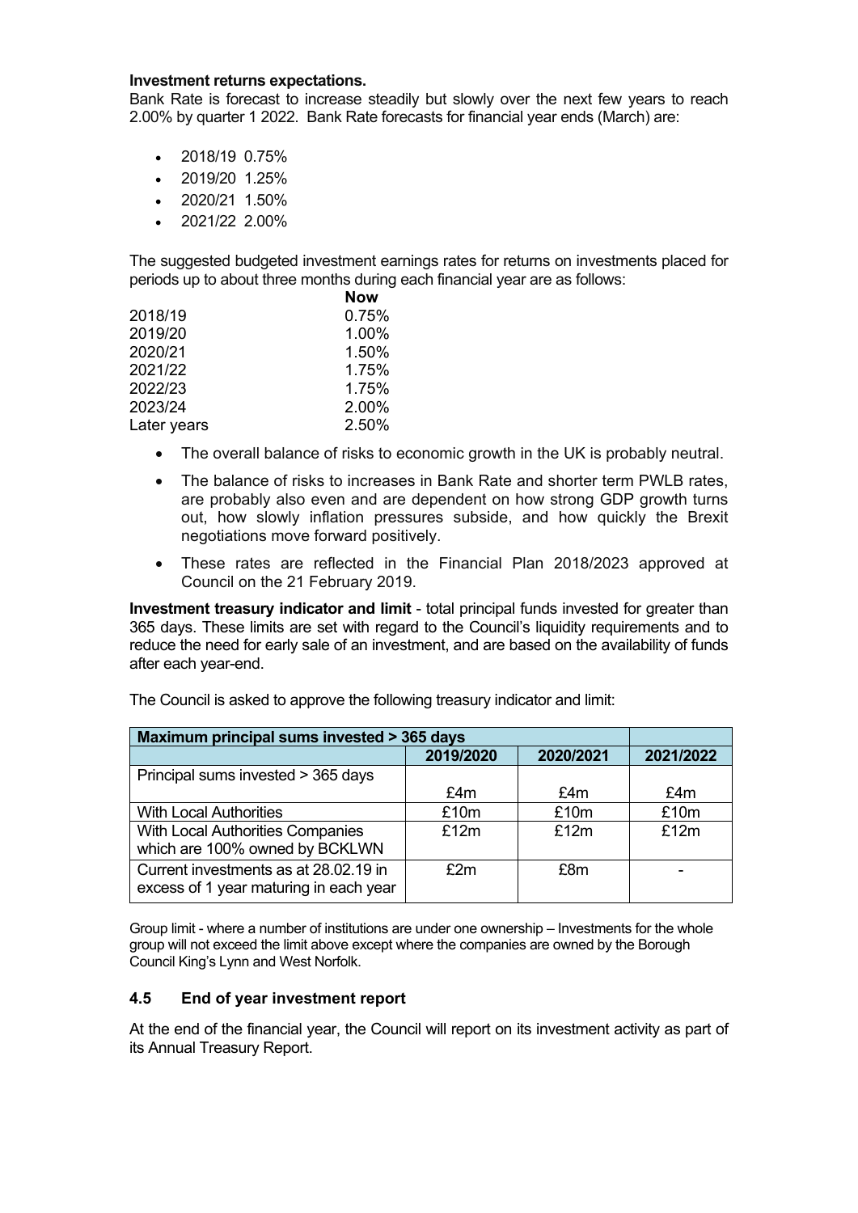**Investment returns expectations.**

Bank Rate is forecast to increase steadily but slowly over the next few years to reach 2.00% by quarter 1 2022. Bank Rate forecasts for financial year ends (March) are:

- 2018/19 0.75%
- 2019/20 1.25%
- 2020/21 1.50%
- 2021/22 2.00%

The suggested budgeted investment earnings rates for returns on investments placed for periods up to about three months during each financial year are as follows:

| | **Now** |
|---|---|
| 2018/19 | 0.75% |
| 2019/20 | 1.00% |
| 2020/21 | 1.50% |
| 2021/22 | 1.75% |
| 2022/23 | 1.75% |
| 2023/24 | 2.00% |
| Later years | 2.50% |

- The overall balance of risks to economic growth in the UK is probably neutral.
- The balance of risks to increases in Bank Rate and shorter term PWLB rates, are probably also even and are dependent on how strong GDP growth turns out, how slowly inflation pressures subside, and how quickly the Brexit negotiations move forward positively.
- These rates are reflected in the Financial Plan 2018/2023 approved at Council on the 21 February 2019.

**Investment treasury indicator and limit** - total principal funds invested for greater than 365 days. These limits are set with regard to the Council's liquidity requirements and to reduce the need for early sale of an investment, and are based on the availability of funds after each year-end.

The Council is asked to approve the following treasury indicator and limit:

| **Maximum principal sums invested > 365 days** | | | |
|---|---|---|---|
| | **2019/2020** | **2020/2021** | **2021/2022** |
| Principal sums invested > 365 days | £4m | £4m | £4m |
| With Local Authorities | £10m | £10m | £10m |
| With Local Authorities Companies which are 100% owned by BCKLWN | £12m | £12m | £12m |
| Current investments as at 28.02.19 in excess of 1 year maturing in each year | £2m | £8m | - |

Group limit - where a number of institutions are under one ownership – Investments for the whole group will not exceed the limit above except where the companies are owned by the Borough Council King's Lynn and West Norfolk.

### 4.5 End of year investment report

At the end of the financial year, the Council will report on its investment activity as part of its Annual Treasury Report.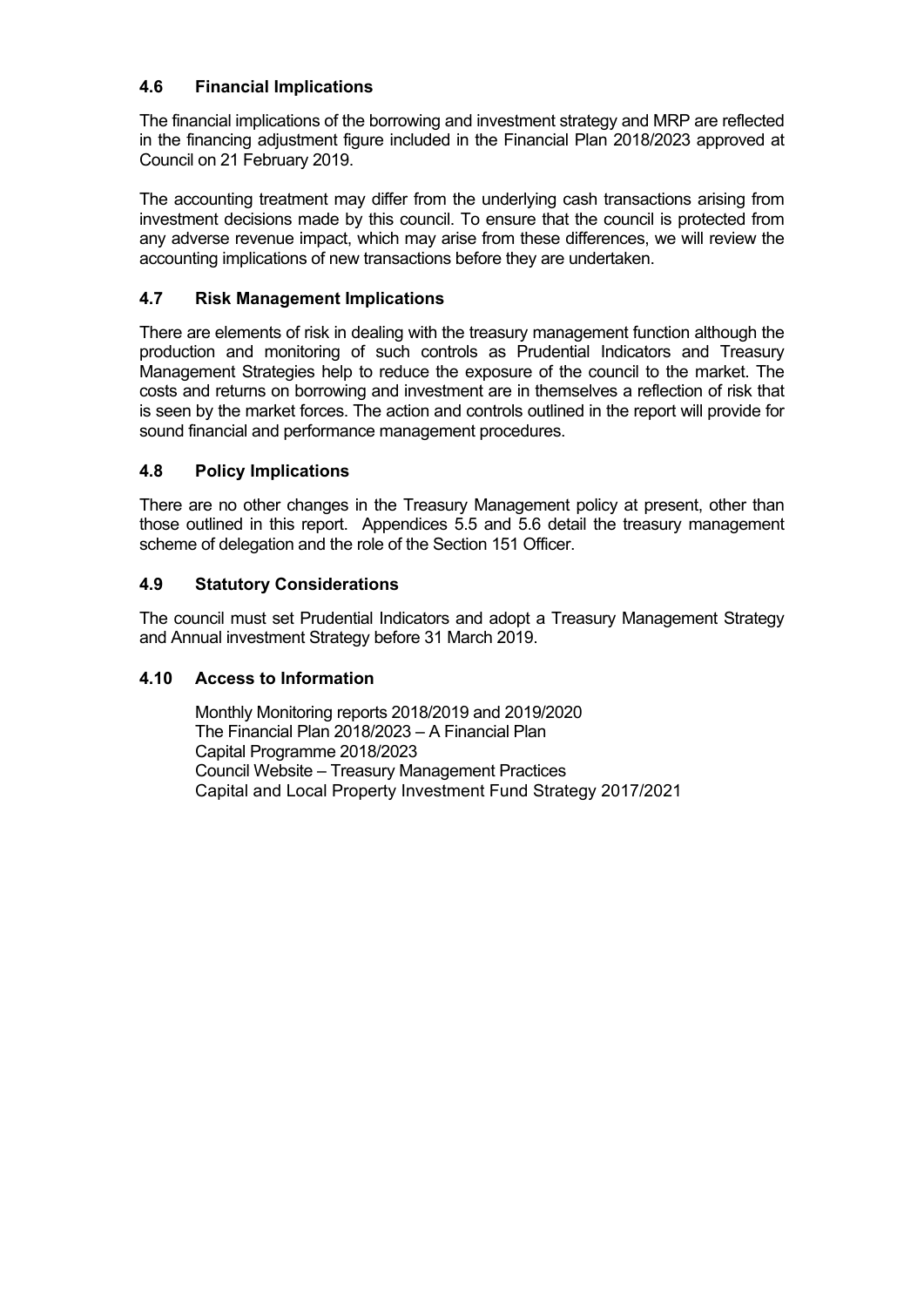### 4.6 Financial Implications

The financial implications of the borrowing and investment strategy and MRP are reflected in the financing adjustment figure included in the Financial Plan 2018/2023 approved at Council on 21 February 2019.

The accounting treatment may differ from the underlying cash transactions arising from investment decisions made by this council. To ensure that the council is protected from any adverse revenue impact, which may arise from these differences, we will review the accounting implications of new transactions before they are undertaken.

### 4.7 Risk Management Implications

There are elements of risk in dealing with the treasury management function although the production and monitoring of such controls as Prudential Indicators and Treasury Management Strategies help to reduce the exposure of the council to the market. The costs and returns on borrowing and investment are in themselves a reflection of risk that is seen by the market forces. The action and controls outlined in the report will provide for sound financial and performance management procedures.

### 4.8 Policy Implications

There are no other changes in the Treasury Management policy at present, other than those outlined in this report. Appendices 5.5 and 5.6 detail the treasury management scheme of delegation and the role of the Section 151 Officer.

### 4.9 Statutory Considerations

The council must set Prudential Indicators and adopt a Treasury Management Strategy and Annual investment Strategy before 31 March 2019.

### 4.10 Access to Information

Monthly Monitoring reports 2018/2019 and 2019/2020
The Financial Plan 2018/2023 – A Financial Plan
Capital Programme 2018/2023
Council Website – Treasury Management Practices
Capital and Local Property Investment Fund Strategy 2017/2021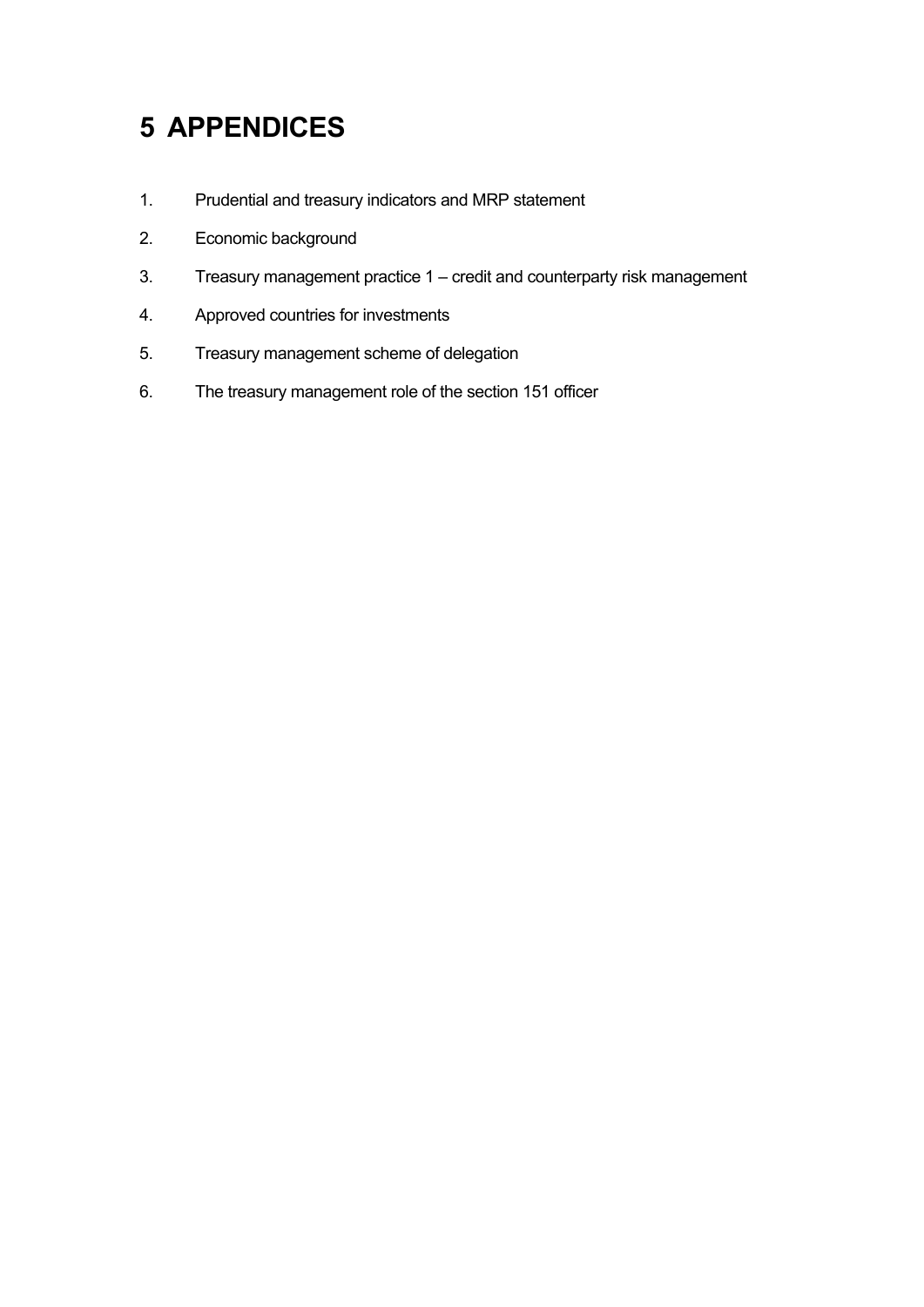# 5 APPENDICES

1. Prudential and treasury indicators and MRP statement
2. Economic background
3. Treasury management practice 1 – credit and counterparty risk management
4. Approved countries for investments
5. Treasury management scheme of delegation
6. The treasury management role of the section 151 officer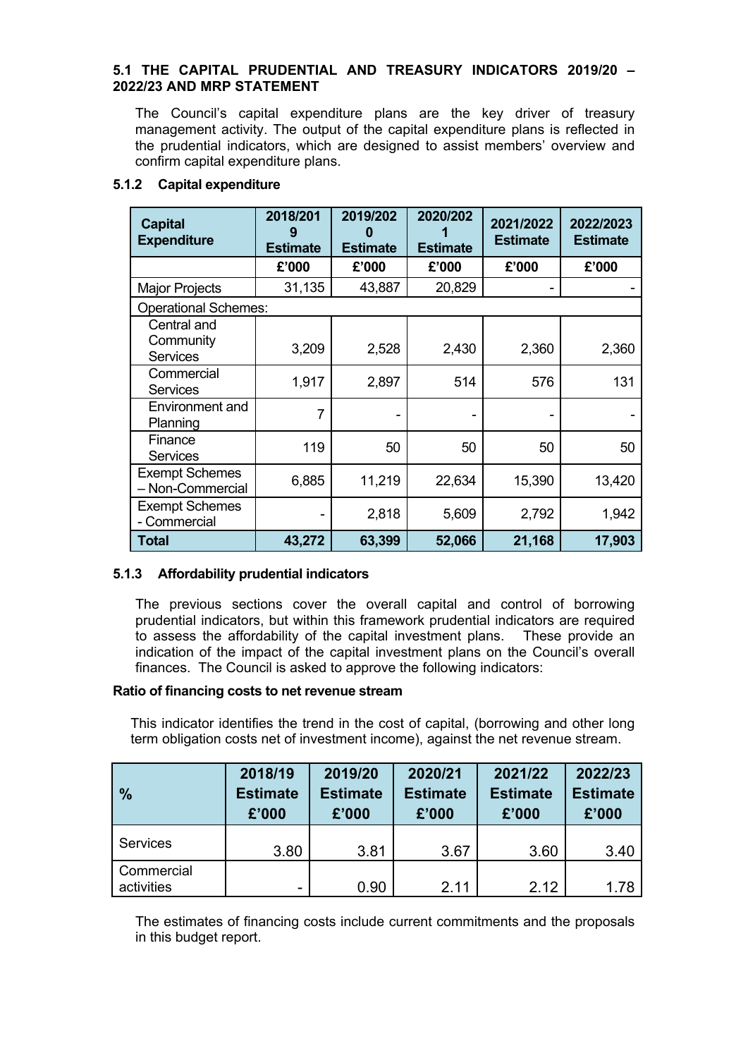### 5.1 THE CAPITAL PRUDENTIAL AND TREASURY INDICATORS 2019/20 – 2022/23 AND MRP STATEMENT

The Council's capital expenditure plans are the key driver of treasury management activity. The output of the capital expenditure plans is reflected in the prudential indicators, which are designed to assist members' overview and confirm capital expenditure plans.

#### 5.1.2 Capital expenditure

| Capital Expenditure | 2018/2019 Estimate | 2019/2020 Estimate | 2020/2021 Estimate | 2021/2022 Estimate | 2022/2023 Estimate |
|---|---|---|---|---|---|
| | £'000 | £'000 | £'000 | £'000 | £'000 |
| Major Projects | 31,135 | 43,887 | 20,829 | - | - |
| Operational Schemes: | | | | | |
| Central and Community Services | 3,209 | 2,528 | 2,430 | 2,360 | 2,360 |
| Commercial Services | 1,917 | 2,897 | 514 | 576 | 131 |
| Environment and Planning | 7 | - | - | - | - |
| Finance Services | 119 | 50 | 50 | 50 | 50 |
| Exempt Schemes – Non-Commercial | 6,885 | 11,219 | 22,634 | 15,390 | 13,420 |
| Exempt Schemes - Commercial | - | 2,818 | 5,609 | 2,792 | 1,942 |
| **Total** | **43,272** | **63,399** | **52,066** | **21,168** | **17,903** |

#### 5.1.3 Affordability prudential indicators

The previous sections cover the overall capital and control of borrowing prudential indicators, but within this framework prudential indicators are required to assess the affordability of the capital investment plans. These provide an indication of the impact of the capital investment plans on the Council's overall finances. The Council is asked to approve the following indicators:

**Ratio of financing costs to net revenue stream**

This indicator identifies the trend in the cost of capital, (borrowing and other long term obligation costs net of investment income), against the net revenue stream.

| % | 2018/19 Estimate £'000 | 2019/20 Estimate £'000 | 2020/21 Estimate £'000 | 2021/22 Estimate £'000 | 2022/23 Estimate £'000 |
|---|---|---|---|---|---|
| Services | 3.80 | 3.81 | 3.67 | 3.60 | 3.40 |
| Commercial activities | - | 0.90 | 2.11 | 2.12 | 1.78 |

The estimates of financing costs include current commitments and the proposals in this budget report.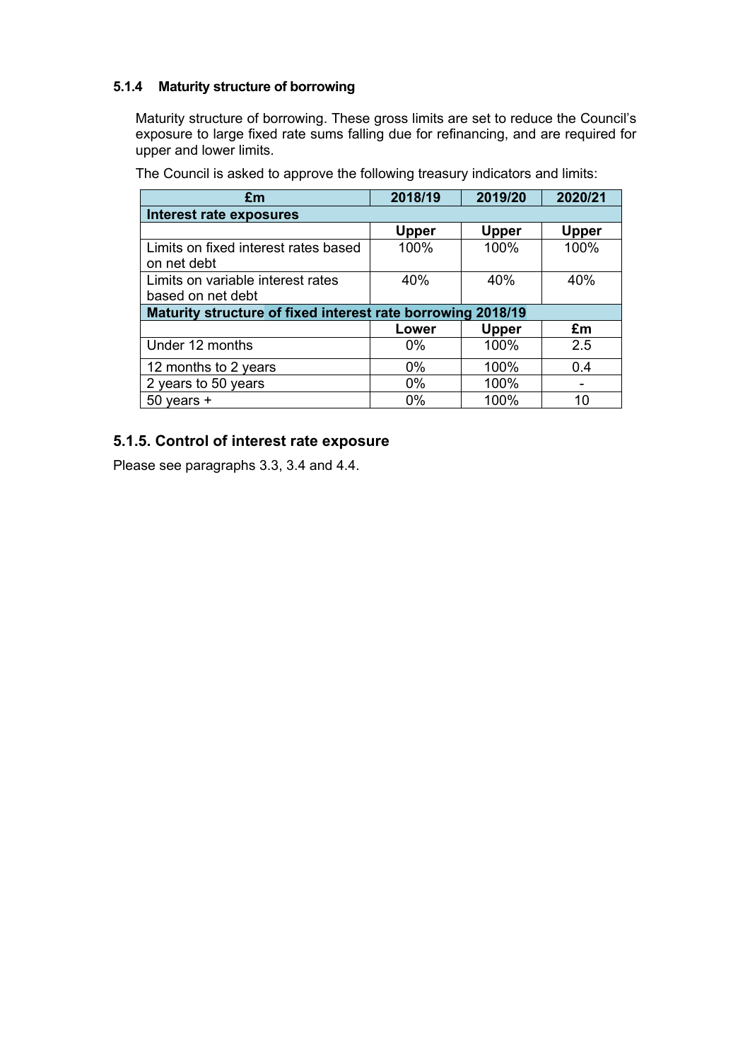#### 5.1.4 Maturity structure of borrowing

Maturity structure of borrowing. These gross limits are set to reduce the Council's exposure to large fixed rate sums falling due for refinancing, and are required for upper and lower limits.

The Council is asked to approve the following treasury indicators and limits:

| £m | 2018/19 | 2019/20 | 2020/21 |
|---|---|---|---|
| **Interest rate exposures** | | | |
| | **Upper** | **Upper** | **Upper** |
| Limits on fixed interest rates based on net debt | 100% | 100% | 100% |
| Limits on variable interest rates based on net debt | 40% | 40% | 40% |
| **Maturity structure of fixed interest rate borrowing 2018/19** | | | |
| | **Lower** | **Upper** | **£m** |
| Under 12 months | 0% | 100% | 2.5 |
| 12 months to 2 years | 0% | 100% | 0.4 |
| 2 years to 50 years | 0% | 100% | - |
| 50 years + | 0% | 100% | 10 |

### 5.1.5. Control of interest rate exposure

Please see paragraphs 3.3, 3.4 and 4.4.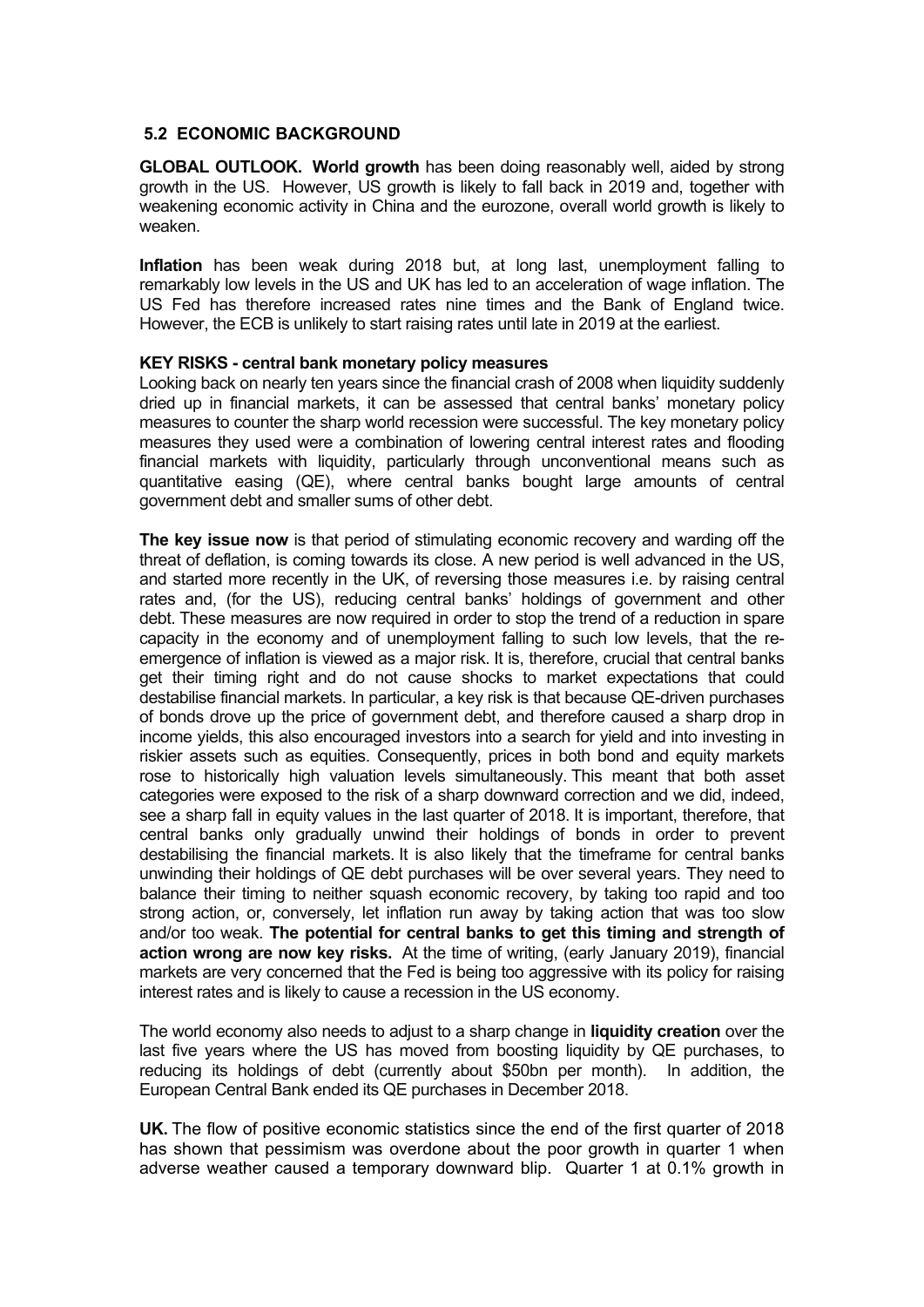## 5.2 ECONOMIC BACKGROUND

**GLOBAL OUTLOOK. World growth** has been doing reasonably well, aided by strong growth in the US. However, US growth is likely to fall back in 2019 and, together with weakening economic activity in China and the eurozone, overall world growth is likely to weaken.

**Inflation** has been weak during 2018 but, at long last, unemployment falling to remarkably low levels in the US and UK has led to an acceleration of wage inflation. The US Fed has therefore increased rates nine times and the Bank of England twice. However, the ECB is unlikely to start raising rates until late in 2019 at the earliest.

**KEY RISKS - central bank monetary policy measures**

Looking back on nearly ten years since the financial crash of 2008 when liquidity suddenly dried up in financial markets, it can be assessed that central banks' monetary policy measures to counter the sharp world recession were successful. The key monetary policy measures they used were a combination of lowering central interest rates and flooding financial markets with liquidity, particularly through unconventional means such as quantitative easing (QE), where central banks bought large amounts of central government debt and smaller sums of other debt.

**The key issue now** is that period of stimulating economic recovery and warding off the threat of deflation, is coming towards its close. A new period is well advanced in the US, and started more recently in the UK, of reversing those measures i.e. by raising central rates and, (for the US), reducing central banks' holdings of government and other debt. These measures are now required in order to stop the trend of a reduction in spare capacity in the economy and of unemployment falling to such low levels, that the re-emergence of inflation is viewed as a major risk. It is, therefore, crucial that central banks get their timing right and do not cause shocks to market expectations that could destabilise financial markets. In particular, a key risk is that because QE-driven purchases of bonds drove up the price of government debt, and therefore caused a sharp drop in income yields, this also encouraged investors into a search for yield and into investing in riskier assets such as equities. Consequently, prices in both bond and equity markets rose to historically high valuation levels simultaneously. This meant that both asset categories were exposed to the risk of a sharp downward correction and we did, indeed, see a sharp fall in equity values in the last quarter of 2018. It is important, therefore, that central banks only gradually unwind their holdings of bonds in order to prevent destabilising the financial markets. It is also likely that the timeframe for central banks unwinding their holdings of QE debt purchases will be over several years. They need to balance their timing to neither squash economic recovery, by taking too rapid and too strong action, or, conversely, let inflation run away by taking action that was too slow and/or too weak. **The potential for central banks to get this timing and strength of action wrong are now key risks.** At the time of writing, (early January 2019), financial markets are very concerned that the Fed is being too aggressive with its policy for raising interest rates and is likely to cause a recession in the US economy.

The world economy also needs to adjust to a sharp change in **liquidity creation** over the last five years where the US has moved from boosting liquidity by QE purchases, to reducing its holdings of debt (currently about $50bn per month). In addition, the European Central Bank ended its QE purchases in December 2018.

**UK.** The flow of positive economic statistics since the end of the first quarter of 2018 has shown that pessimism was overdone about the poor growth in quarter 1 when adverse weather caused a temporary downward blip. Quarter 1 at 0.1% growth in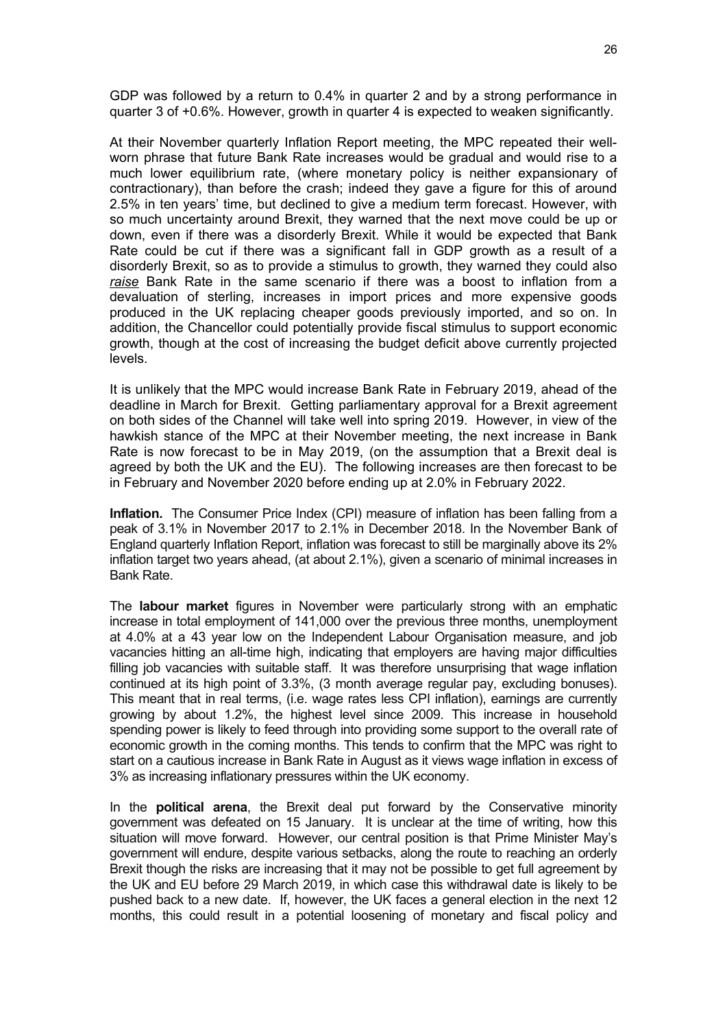GDP was followed by a return to 0.4% in quarter 2 and by a strong performance in quarter 3 of +0.6%. However, growth in quarter 4 is expected to weaken significantly.

At their November quarterly Inflation Report meeting, the MPC repeated their well-worn phrase that future Bank Rate increases would be gradual and would rise to a much lower equilibrium rate, (where monetary policy is neither expansionary of contractionary), than before the crash; indeed they gave a figure for this of around 2.5% in ten years' time, but declined to give a medium term forecast. However, with so much uncertainty around Brexit, they warned that the next move could be up or down, even if there was a disorderly Brexit. While it would be expected that Bank Rate could be cut if there was a significant fall in GDP growth as a result of a disorderly Brexit, so as to provide a stimulus to growth, they warned they could also *raise* Bank Rate in the same scenario if there was a boost to inflation from a devaluation of sterling, increases in import prices and more expensive goods produced in the UK replacing cheaper goods previously imported, and so on. In addition, the Chancellor could potentially provide fiscal stimulus to support economic growth, though at the cost of increasing the budget deficit above currently projected levels.

It is unlikely that the MPC would increase Bank Rate in February 2019, ahead of the deadline in March for Brexit. Getting parliamentary approval for a Brexit agreement on both sides of the Channel will take well into spring 2019. However, in view of the hawkish stance of the MPC at their November meeting, the next increase in Bank Rate is now forecast to be in May 2019, (on the assumption that a Brexit deal is agreed by both the UK and the EU). The following increases are then forecast to be in February and November 2020 before ending up at 2.0% in February 2022.

**Inflation.** The Consumer Price Index (CPI) measure of inflation has been falling from a peak of 3.1% in November 2017 to 2.1% in December 2018. In the November Bank of England quarterly Inflation Report, inflation was forecast to still be marginally above its 2% inflation target two years ahead, (at about 2.1%), given a scenario of minimal increases in Bank Rate.

The **labour market** figures in November were particularly strong with an emphatic increase in total employment of 141,000 over the previous three months, unemployment at 4.0% at a 43 year low on the Independent Labour Organisation measure, and job vacancies hitting an all-time high, indicating that employers are having major difficulties filling job vacancies with suitable staff. It was therefore unsurprising that wage inflation continued at its high point of 3.3%, (3 month average regular pay, excluding bonuses). This meant that in real terms, (i.e. wage rates less CPI inflation), earnings are currently growing by about 1.2%, the highest level since 2009. This increase in household spending power is likely to feed through into providing some support to the overall rate of economic growth in the coming months. This tends to confirm that the MPC was right to start on a cautious increase in Bank Rate in August as it views wage inflation in excess of 3% as increasing inflationary pressures within the UK economy.

In the **political arena**, the Brexit deal put forward by the Conservative minority government was defeated on 15 January. It is unclear at the time of writing, how this situation will move forward. However, our central position is that Prime Minister May's government will endure, despite various setbacks, along the route to reaching an orderly Brexit though the risks are increasing that it may not be possible to get full agreement by the UK and EU before 29 March 2019, in which case this withdrawal date is likely to be pushed back to a new date. If, however, the UK faces a general election in the next 12 months, this could result in a potential loosening of monetary and fiscal policy and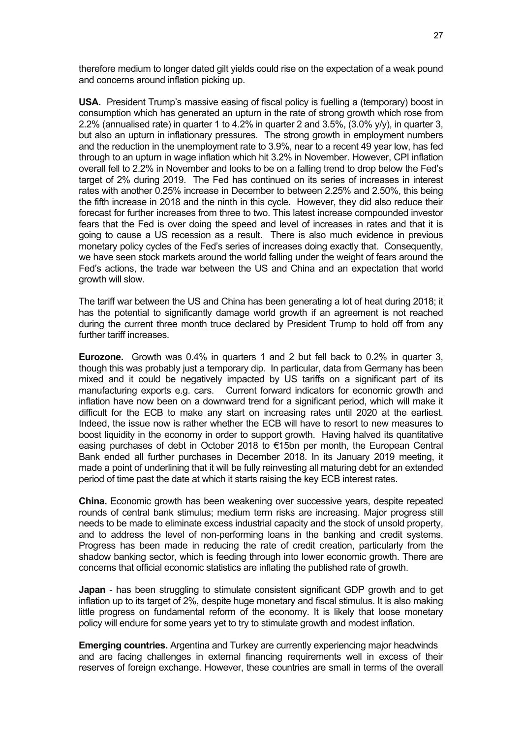therefore medium to longer dated gilt yields could rise on the expectation of a weak pound and concerns around inflation picking up.

**USA.** President Trump's massive easing of fiscal policy is fuelling a (temporary) boost in consumption which has generated an upturn in the rate of strong growth which rose from 2.2% (annualised rate) in quarter 1 to 4.2% in quarter 2 and 3.5%, (3.0% y/y), in quarter 3, but also an upturn in inflationary pressures. The strong growth in employment numbers and the reduction in the unemployment rate to 3.9%, near to a recent 49 year low, has fed through to an upturn in wage inflation which hit 3.2% in November. However, CPI inflation overall fell to 2.2% in November and looks to be on a falling trend to drop below the Fed's target of 2% during 2019. The Fed has continued on its series of increases in interest rates with another 0.25% increase in December to between 2.25% and 2.50%, this being the fifth increase in 2018 and the ninth in this cycle. However, they did also reduce their forecast for further increases from three to two. This latest increase compounded investor fears that the Fed is over doing the speed and level of increases in rates and that it is going to cause a US recession as a result. There is also much evidence in previous monetary policy cycles of the Fed's series of increases doing exactly that. Consequently, we have seen stock markets around the world falling under the weight of fears around the Fed's actions, the trade war between the US and China and an expectation that world growth will slow.

The tariff war between the US and China has been generating a lot of heat during 2018; it has the potential to significantly damage world growth if an agreement is not reached during the current three month truce declared by President Trump to hold off from any further tariff increases.

**Eurozone.** Growth was 0.4% in quarters 1 and 2 but fell back to 0.2% in quarter 3, though this was probably just a temporary dip. In particular, data from Germany has been mixed and it could be negatively impacted by US tariffs on a significant part of its manufacturing exports e.g. cars. Current forward indicators for economic growth and inflation have now been on a downward trend for a significant period, which will make it difficult for the ECB to make any start on increasing rates until 2020 at the earliest. Indeed, the issue now is rather whether the ECB will have to resort to new measures to boost liquidity in the economy in order to support growth. Having halved its quantitative easing purchases of debt in October 2018 to €15bn per month, the European Central Bank ended all further purchases in December 2018. In its January 2019 meeting, it made a point of underlining that it will be fully reinvesting all maturing debt for an extended period of time past the date at which it starts raising the key ECB interest rates.

**China.** Economic growth has been weakening over successive years, despite repeated rounds of central bank stimulus; medium term risks are increasing. Major progress still needs to be made to eliminate excess industrial capacity and the stock of unsold property, and to address the level of non-performing loans in the banking and credit systems. Progress has been made in reducing the rate of credit creation, particularly from the shadow banking sector, which is feeding through into lower economic growth. There are concerns that official economic statistics are inflating the published rate of growth.

**Japan** - has been struggling to stimulate consistent significant GDP growth and to get inflation up to its target of 2%, despite huge monetary and fiscal stimulus. It is also making little progress on fundamental reform of the economy. It is likely that loose monetary policy will endure for some years yet to try to stimulate growth and modest inflation.

**Emerging countries.** Argentina and Turkey are currently experiencing major headwinds and are facing challenges in external financing requirements well in excess of their reserves of foreign exchange. However, these countries are small in terms of the overall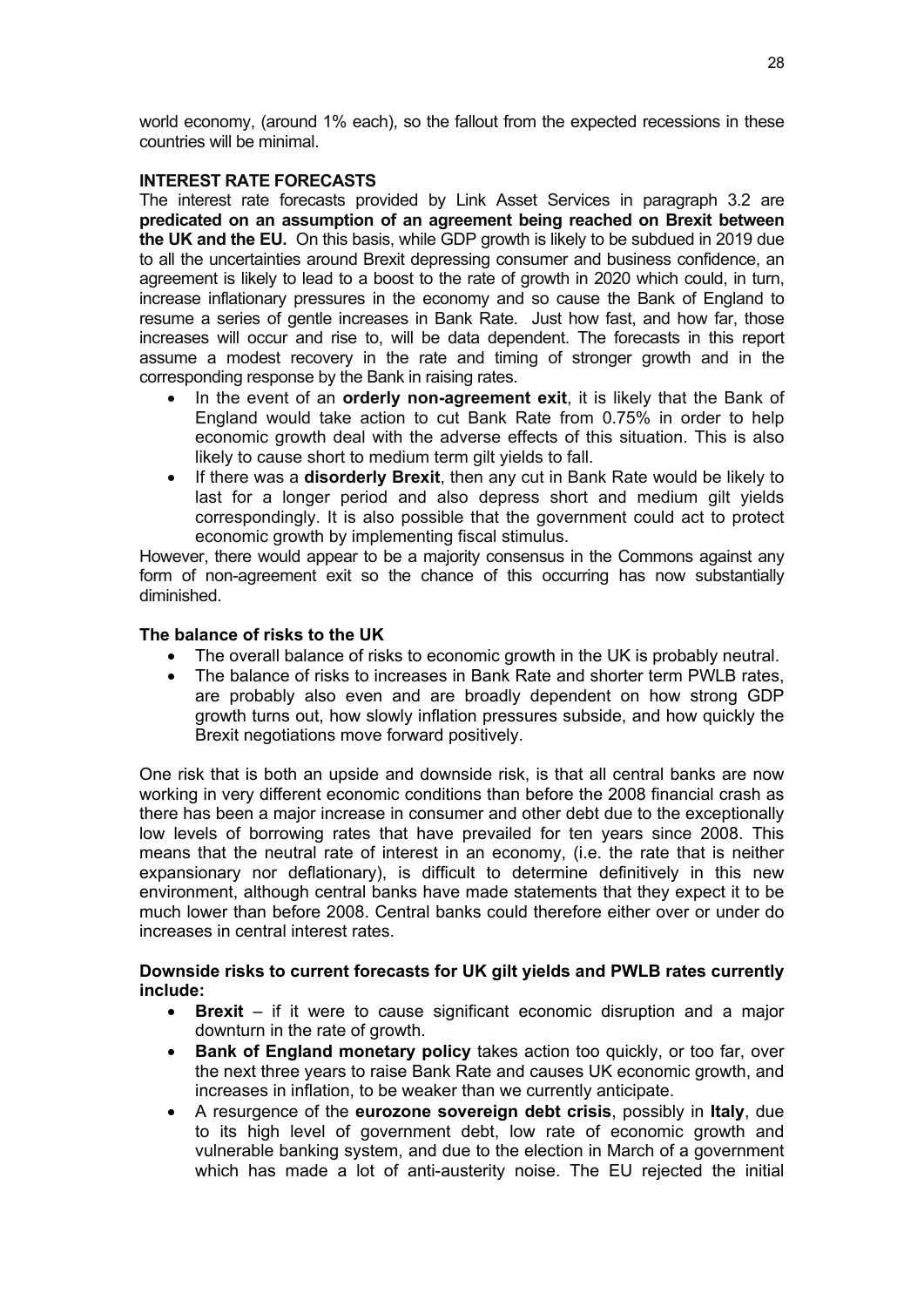world economy, (around 1% each), so the fallout from the expected recessions in these countries will be minimal.

**INTEREST RATE FORECASTS**

The interest rate forecasts provided by Link Asset Services in paragraph 3.2 are **predicated on an assumption of an agreement being reached on Brexit between the UK and the EU.** On this basis, while GDP growth is likely to be subdued in 2019 due to all the uncertainties around Brexit depressing consumer and business confidence, an agreement is likely to lead to a boost to the rate of growth in 2020 which could, in turn, increase inflationary pressures in the economy and so cause the Bank of England to resume a series of gentle increases in Bank Rate. Just how fast, and how far, those increases will occur and rise to, will be data dependent. The forecasts in this report assume a modest recovery in the rate and timing of stronger growth and in the corresponding response by the Bank in raising rates.

- In the event of an **orderly non-agreement exit**, it is likely that the Bank of England would take action to cut Bank Rate from 0.75% in order to help economic growth deal with the adverse effects of this situation. This is also likely to cause short to medium term gilt yields to fall.
- If there was a **disorderly Brexit**, then any cut in Bank Rate would be likely to last for a longer period and also depress short and medium gilt yields correspondingly. It is also possible that the government could act to protect economic growth by implementing fiscal stimulus.

However, there would appear to be a majority consensus in the Commons against any form of non-agreement exit so the chance of this occurring has now substantially diminished.

**The balance of risks to the UK**

- The overall balance of risks to economic growth in the UK is probably neutral.
- The balance of risks to increases in Bank Rate and shorter term PWLB rates, are probably also even and are broadly dependent on how strong GDP growth turns out, how slowly inflation pressures subside, and how quickly the Brexit negotiations move forward positively.

One risk that is both an upside and downside risk, is that all central banks are now working in very different economic conditions than before the 2008 financial crash as there has been a major increase in consumer and other debt due to the exceptionally low levels of borrowing rates that have prevailed for ten years since 2008. This means that the neutral rate of interest in an economy, (i.e. the rate that is neither expansionary nor deflationary), is difficult to determine definitively in this new environment, although central banks have made statements that they expect it to be much lower than before 2008. Central banks could therefore either over or under do increases in central interest rates.

**Downside risks to current forecasts for UK gilt yields and PWLB rates currently include:**

- **Brexit** – if it were to cause significant economic disruption and a major downturn in the rate of growth.
- **Bank of England monetary policy** takes action too quickly, or too far, over the next three years to raise Bank Rate and causes UK economic growth, and increases in inflation, to be weaker than we currently anticipate.
- A resurgence of the **eurozone sovereign debt crisis**, possibly in **Italy**, due to its high level of government debt, low rate of economic growth and vulnerable banking system, and due to the election in March of a government which has made a lot of anti-austerity noise. The EU rejected the initial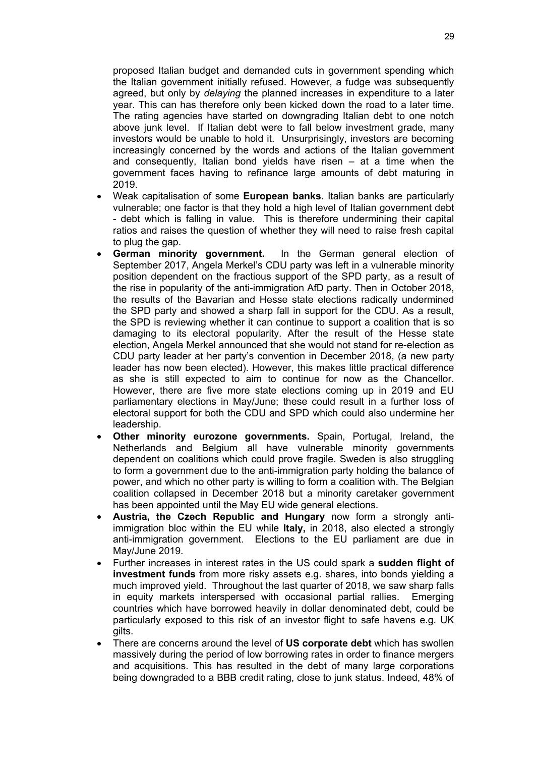proposed Italian budget and demanded cuts in government spending which the Italian government initially refused. However, a fudge was subsequently agreed, but only by *delaying* the planned increases in expenditure to a later year. This can has therefore only been kicked down the road to a later time. The rating agencies have started on downgrading Italian debt to one notch above junk level. If Italian debt were to fall below investment grade, many investors would be unable to hold it. Unsurprisingly, investors are becoming increasingly concerned by the words and actions of the Italian government and consequently, Italian bond yields have risen – at a time when the government faces having to refinance large amounts of debt maturing in 2019.

- Weak capitalisation of some **European banks**. Italian banks are particularly vulnerable; one factor is that they hold a high level of Italian government debt - debt which is falling in value. This is therefore undermining their capital ratios and raises the question of whether they will need to raise fresh capital to plug the gap.
- **German minority government.** In the German general election of September 2017, Angela Merkel's CDU party was left in a vulnerable minority position dependent on the fractious support of the SPD party, as a result of the rise in popularity of the anti-immigration AfD party. Then in October 2018, the results of the Bavarian and Hesse state elections radically undermined the SPD party and showed a sharp fall in support for the CDU. As a result, the SPD is reviewing whether it can continue to support a coalition that is so damaging to its electoral popularity. After the result of the Hesse state election, Angela Merkel announced that she would not stand for re-election as CDU party leader at her party's convention in December 2018, (a new party leader has now been elected). However, this makes little practical difference as she is still expected to aim to continue for now as the Chancellor. However, there are five more state elections coming up in 2019 and EU parliamentary elections in May/June; these could result in a further loss of electoral support for both the CDU and SPD which could also undermine her leadership.
- **Other minority eurozone governments.** Spain, Portugal, Ireland, the Netherlands and Belgium all have vulnerable minority governments dependent on coalitions which could prove fragile. Sweden is also struggling to form a government due to the anti-immigration party holding the balance of power, and which no other party is willing to form a coalition with. The Belgian coalition collapsed in December 2018 but a minority caretaker government has been appointed until the May EU wide general elections.
- **Austria, the Czech Republic and Hungary** now form a strongly anti-immigration bloc within the EU while **Italy,** in 2018, also elected a strongly anti-immigration government. Elections to the EU parliament are due in May/June 2019.
- Further increases in interest rates in the US could spark a **sudden flight of investment funds** from more risky assets e.g. shares, into bonds yielding a much improved yield. Throughout the last quarter of 2018, we saw sharp falls in equity markets interspersed with occasional partial rallies. Emerging countries which have borrowed heavily in dollar denominated debt, could be particularly exposed to this risk of an investor flight to safe havens e.g. UK gilts.
- There are concerns around the level of **US corporate debt** which has swollen massively during the period of low borrowing rates in order to finance mergers and acquisitions. This has resulted in the debt of many large corporations being downgraded to a BBB credit rating, close to junk status. Indeed, 48% of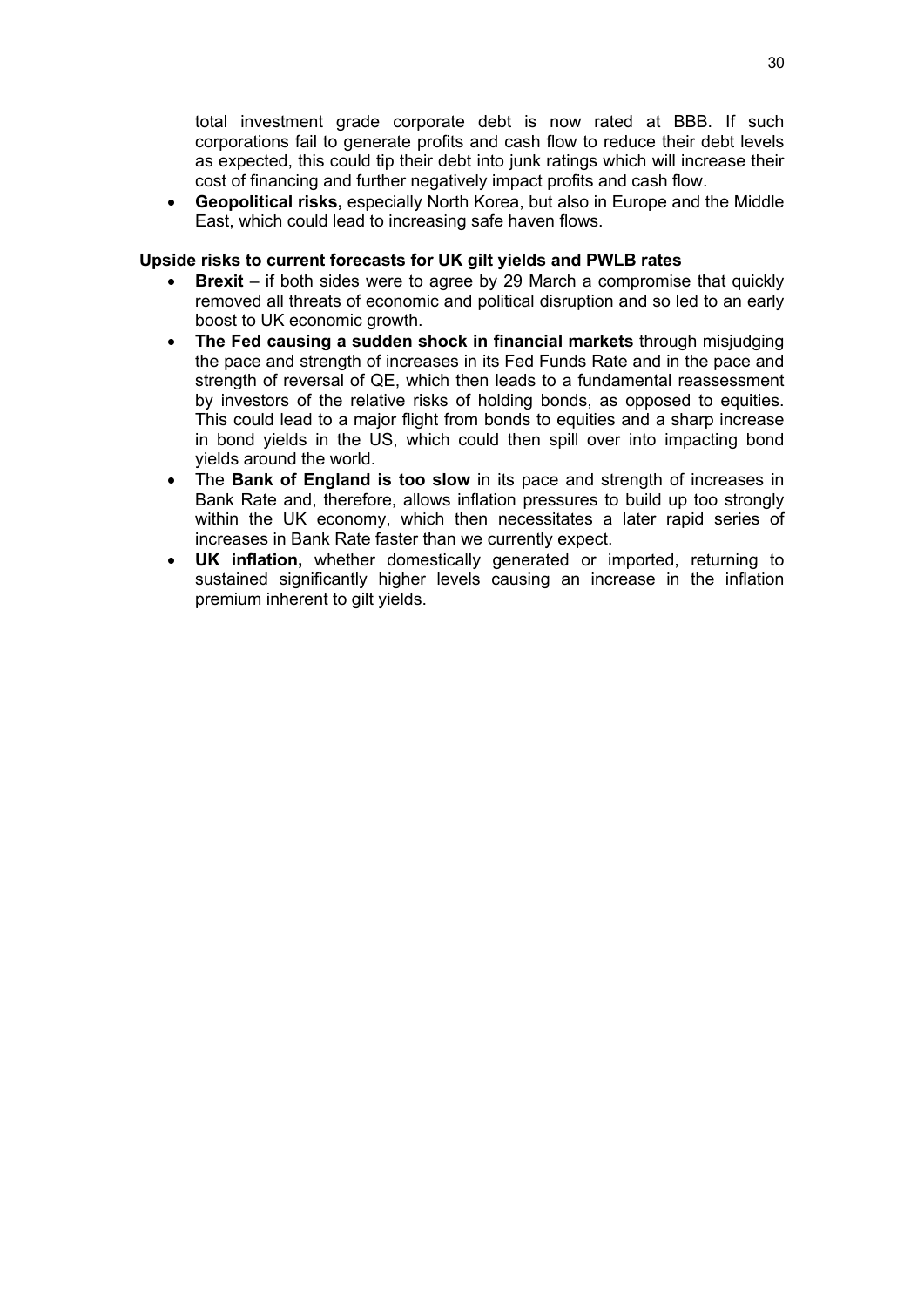total investment grade corporate debt is now rated at BBB. If such corporations fail to generate profits and cash flow to reduce their debt levels as expected, this could tip their debt into junk ratings which will increase their cost of financing and further negatively impact profits and cash flow.

- **Geopolitical risks,** especially North Korea, but also in Europe and the Middle East, which could lead to increasing safe haven flows.

**Upside risks to current forecasts for UK gilt yields and PWLB rates**

- **Brexit** – if both sides were to agree by 29 March a compromise that quickly removed all threats of economic and political disruption and so led to an early boost to UK economic growth.
- **The Fed causing a sudden shock in financial markets** through misjudging the pace and strength of increases in its Fed Funds Rate and in the pace and strength of reversal of QE, which then leads to a fundamental reassessment by investors of the relative risks of holding bonds, as opposed to equities. This could lead to a major flight from bonds to equities and a sharp increase in bond yields in the US, which could then spill over into impacting bond yields around the world.
- The **Bank of England is too slow** in its pace and strength of increases in Bank Rate and, therefore, allows inflation pressures to build up too strongly within the UK economy, which then necessitates a later rapid series of increases in Bank Rate faster than we currently expect.
- **UK inflation,** whether domestically generated or imported, returning to sustained significantly higher levels causing an increase in the inflation premium inherent to gilt yields.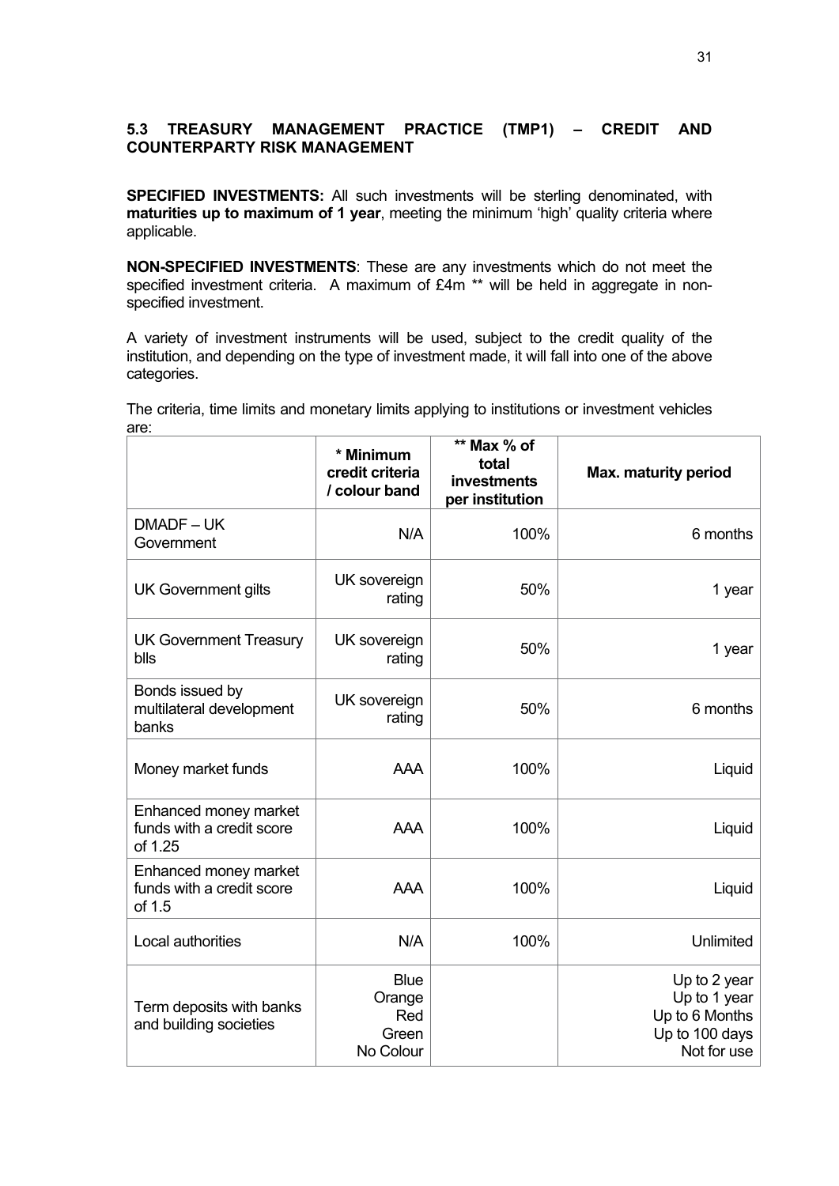### 5.3 TREASURY MANAGEMENT PRACTICE (TMP1) – CREDIT AND COUNTERPARTY RISK MANAGEMENT

**SPECIFIED INVESTMENTS:** All such investments will be sterling denominated, with **maturities up to maximum of 1 year**, meeting the minimum 'high' quality criteria where applicable.

**NON-SPECIFIED INVESTMENTS**: These are any investments which do not meet the specified investment criteria. A maximum of £4m ** will be held in aggregate in non-specified investment.

A variety of investment instruments will be used, subject to the credit quality of the institution, and depending on the type of investment made, it will fall into one of the above categories.

The criteria, time limits and monetary limits applying to institutions or investment vehicles are:

| | * Minimum credit criteria / colour band | ** Max % of total investments per institution | Max. maturity period |
|---|---|---|---|
| DMADF – UK Government | N/A | 100% | 6 months |
| UK Government gilts | UK sovereign rating | 50% | 1 year |
| UK Government Treasury blls | UK sovereign rating | 50% | 1 year |
| Bonds issued by multilateral development banks | UK sovereign rating | 50% | 6 months |
| Money market funds | AAA | 100% | Liquid |
| Enhanced money market funds with a credit score of 1.25 | AAA | 100% | Liquid |
| Enhanced money market funds with a credit score of 1.5 | AAA | 100% | Liquid |
| Local authorities | N/A | 100% | Unlimited |
| Term deposits with banks and building societies | Blue<br>Orange<br>Red<br>Green<br>No Colour | | Up to 2 year<br>Up to 1 year<br>Up to 6 Months<br>Up to 100 days<br>Not for use |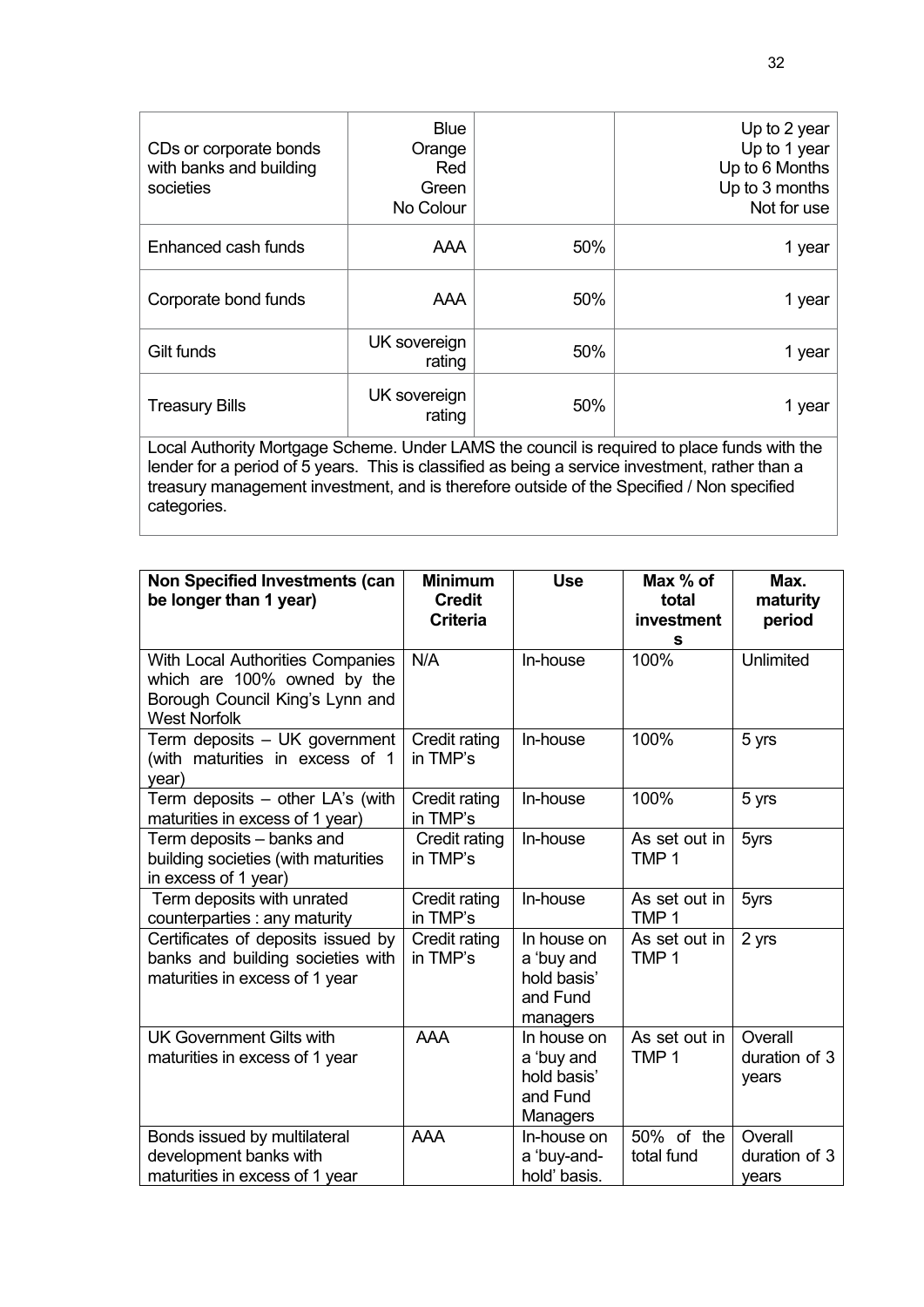| | | | |
|---|---|---|---|
| CDs or corporate bonds with banks and building societies | Blue<br>Orange<br>Red<br>Green<br>No Colour | | Up to 2 year<br>Up to 1 year<br>Up to 6 Months<br>Up to 3 months<br>Not for use |
| Enhanced cash funds | AAA | 50% | 1 year |
| Corporate bond funds | AAA | 50% | 1 year |
| Gilt funds | UK sovereign rating | 50% | 1 year |
| Treasury Bills | UK sovereign rating | 50% | 1 year |
| Local Authority Mortgage Scheme. Under LAMS the council is required to place funds with the lender for a period of 5 years. This is classified as being a service investment, rather than a treasury management investment, and is therefore outside of the Specified / Non specified categories. | | | |

| Non Specified Investments (can be longer than 1 year) | Minimum Credit Criteria | Use | Max % of total investments | Max. maturity period |
|---|---|---|---|---|
| With Local Authorities Companies which are 100% owned by the Borough Council King's Lynn and West Norfolk | N/A | In-house | 100% | Unlimited |
| Term deposits – UK government (with maturities in excess of 1 year) | Credit rating in TMP's | In-house | 100% | 5 yrs |
| Term deposits – other LA's (with maturities in excess of 1 year) | Credit rating in TMP's | In-house | 100% | 5 yrs |
| Term deposits – banks and building societies (with maturities in excess of 1 year) | Credit rating in TMP's | In-house | As set out in TMP 1 | 5yrs |
| Term deposits with unrated counterparties : any maturity | Credit rating in TMP's | In-house | As set out in TMP 1 | 5yrs |
| Certificates of deposits issued by banks and building societies with maturities in excess of 1 year | Credit rating in TMP's | In house on a 'buy and hold basis' and Fund managers | As set out in TMP 1 | 2 yrs |
| UK Government Gilts with maturities in excess of 1 year | AAA | In house on a 'buy and hold basis' and Fund Managers | As set out in TMP 1 | Overall duration of 3 years |
| Bonds issued by multilateral development banks with maturities in excess of 1 year | AAA | In-house on a 'buy-and-hold' basis. | 50% of the total fund | Overall duration of 3 years |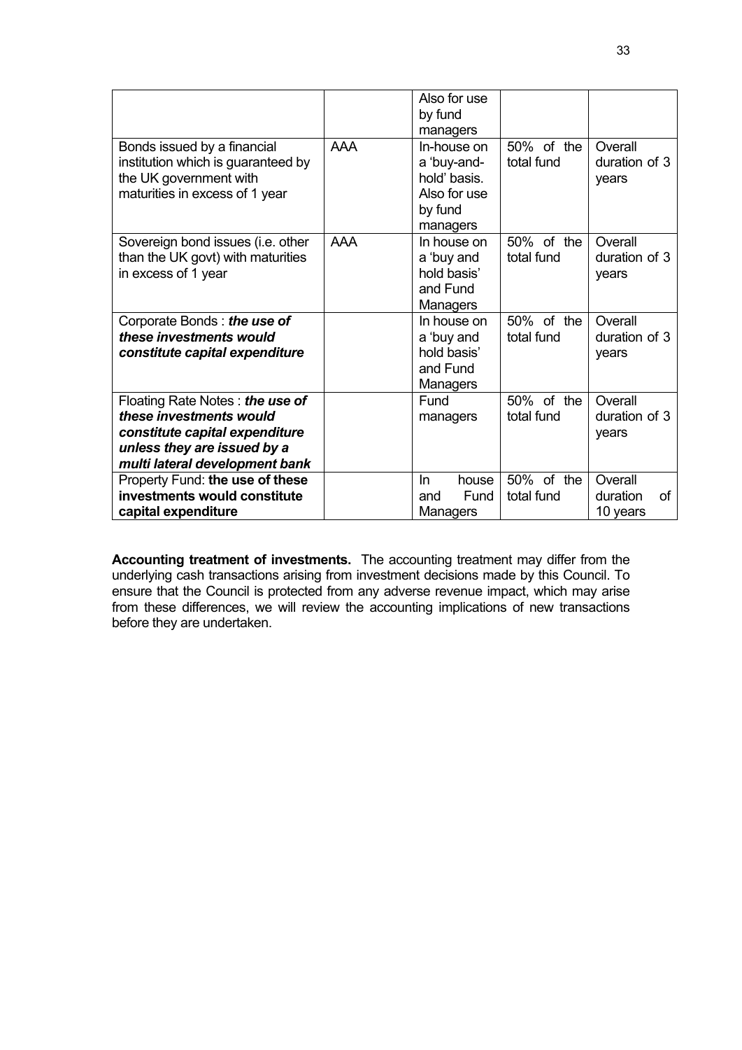| | | | | |
|---|---|---|---|---|
| | | Also for use by fund managers | | |
| Bonds issued by a financial institution which is guaranteed by the UK government with maturities in excess of 1 year | AAA | In-house on a 'buy-and-hold' basis. Also for use by fund managers | 50% of the total fund | Overall duration of 3 years |
| Sovereign bond issues (i.e. other than the UK govt) with maturities in excess of 1 year | AAA | In house on a 'buy and hold basis' and Fund Managers | 50% of the total fund | Overall duration of 3 years |
| Corporate Bonds : ***the use of these investments would constitute capital expenditure*** | | In house on a 'buy and hold basis' and Fund Managers | 50% of the total fund | Overall duration of 3 years |
| Floating Rate Notes : ***the use of these investments would constitute capital expenditure unless they are issued by a multi lateral development bank*** | | Fund managers | 50% of the total fund | Overall duration of 3 years |
| Property Fund: **the use of these investments would constitute capital expenditure** | | In house and Fund Managers | 50% of the total fund | Overall duration of 10 years |

**Accounting treatment of investments.** The accounting treatment may differ from the underlying cash transactions arising from investment decisions made by this Council. To ensure that the Council is protected from any adverse revenue impact, which may arise from these differences, we will review the accounting implications of new transactions before they are undertaken.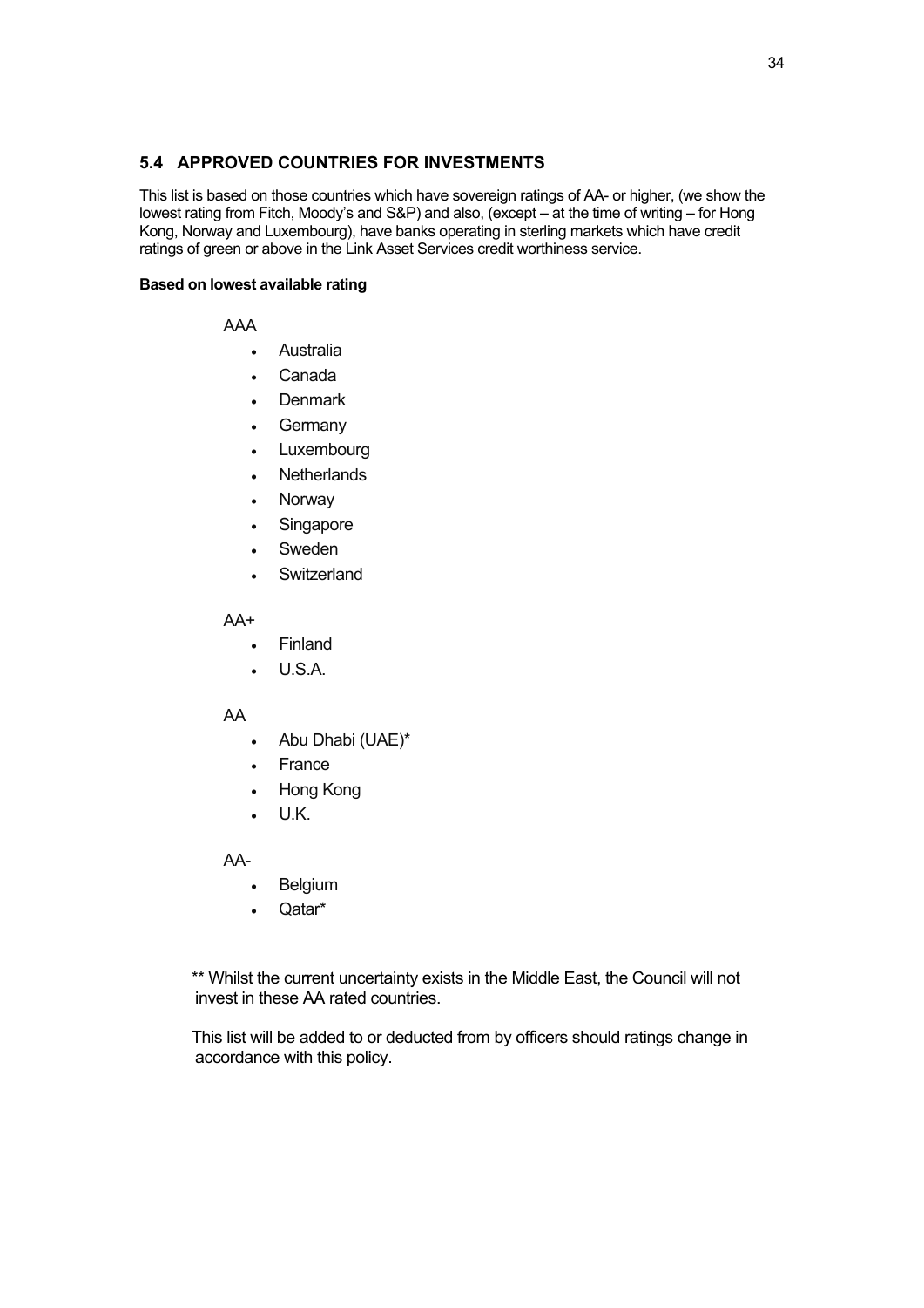## 5.4 APPROVED COUNTRIES FOR INVESTMENTS

This list is based on those countries which have sovereign ratings of AA- or higher, (we show the lowest rating from Fitch, Moody's and S&P) and also, (except – at the time of writing – for Hong Kong, Norway and Luxembourg), have banks operating in sterling markets which have credit ratings of green or above in the Link Asset Services credit worthiness service.

**Based on lowest available rating**

AAA

- Australia
- Canada
- Denmark
- Germany
- Luxembourg
- Netherlands
- Norway
- Singapore
- Sweden
- Switzerland

AA+

- Finland
- U.S.A.

AA

- Abu Dhabi (UAE)*
- France
- Hong Kong
- U.K.

AA-

- Belgium
- Qatar*

** Whilst the current uncertainty exists in the Middle East, the Council will not invest in these AA rated countries.

This list will be added to or deducted from by officers should ratings change in accordance with this policy.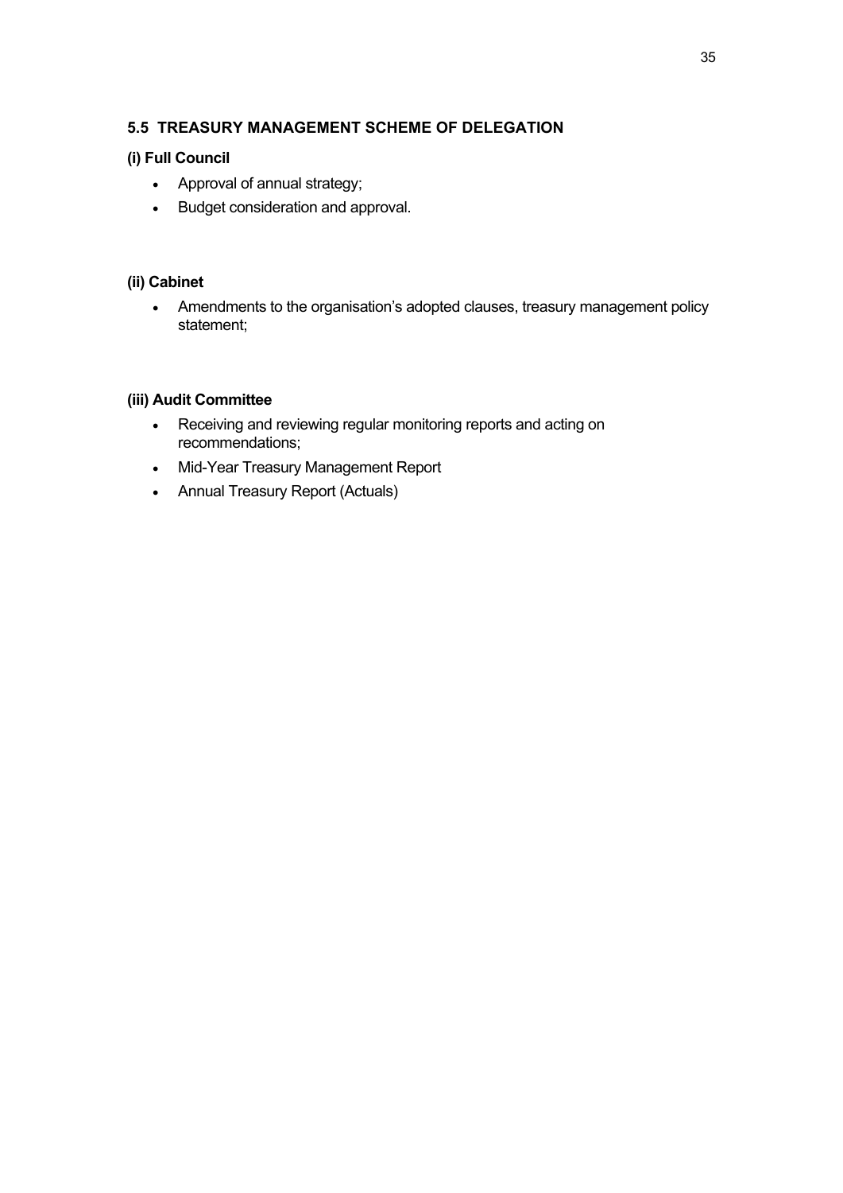## 5.5 TREASURY MANAGEMENT SCHEME OF DELEGATION

### (i) Full Council

- Approval of annual strategy;
- Budget consideration and approval.

### (ii) Cabinet

- Amendments to the organisation's adopted clauses, treasury management policy statement;

### (iii) Audit Committee

- Receiving and reviewing regular monitoring reports and acting on recommendations;
- Mid-Year Treasury Management Report
- Annual Treasury Report (Actuals)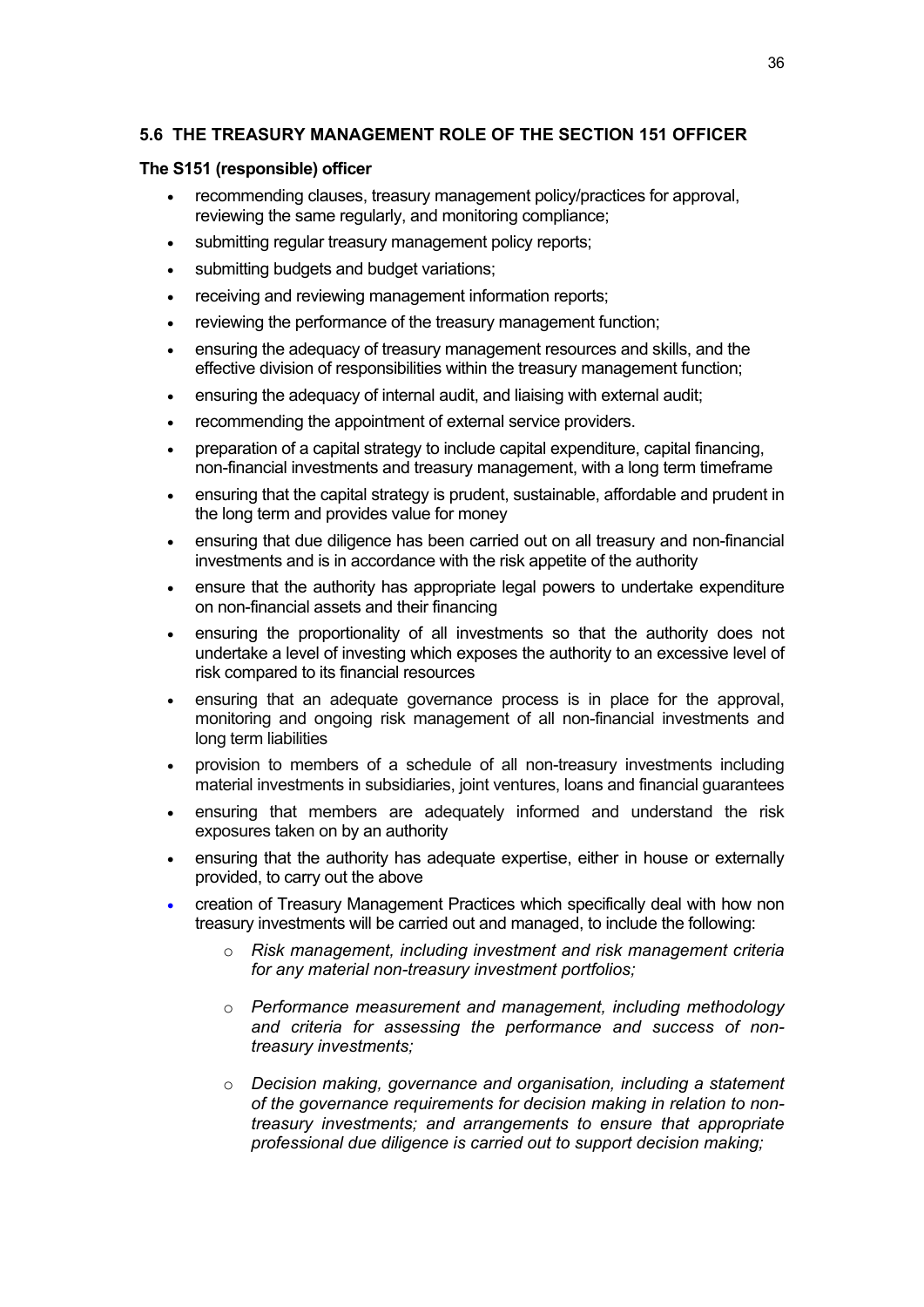## 5.6 THE TREASURY MANAGEMENT ROLE OF THE SECTION 151 OFFICER

**The S151 (responsible) officer**

- recommending clauses, treasury management policy/practices for approval, reviewing the same regularly, and monitoring compliance;
- submitting regular treasury management policy reports;
- submitting budgets and budget variations;
- receiving and reviewing management information reports;
- reviewing the performance of the treasury management function;
- ensuring the adequacy of treasury management resources and skills, and the effective division of responsibilities within the treasury management function;
- ensuring the adequacy of internal audit, and liaising with external audit;
- recommending the appointment of external service providers.
- preparation of a capital strategy to include capital expenditure, capital financing, non-financial investments and treasury management, with a long term timeframe
- ensuring that the capital strategy is prudent, sustainable, affordable and prudent in the long term and provides value for money
- ensuring that due diligence has been carried out on all treasury and non-financial investments and is in accordance with the risk appetite of the authority
- ensure that the authority has appropriate legal powers to undertake expenditure on non-financial assets and their financing
- ensuring the proportionality of all investments so that the authority does not undertake a level of investing which exposes the authority to an excessive level of risk compared to its financial resources
- ensuring that an adequate governance process is in place for the approval, monitoring and ongoing risk management of all non-financial investments and long term liabilities
- provision to members of a schedule of all non-treasury investments including material investments in subsidiaries, joint ventures, loans and financial guarantees
- ensuring that members are adequately informed and understand the risk exposures taken on by an authority
- ensuring that the authority has adequate expertise, either in house or externally provided, to carry out the above
- creation of Treasury Management Practices which specifically deal with how non treasury investments will be carried out and managed, to include the following:
  - *Risk management, including investment and risk management criteria for any material non-treasury investment portfolios;*
  - *Performance measurement and management, including methodology and criteria for assessing the performance and success of non-treasury investments;*
  - *Decision making, governance and organisation, including a statement of the governance requirements for decision making in relation to non-treasury investments; and arrangements to ensure that appropriate professional due diligence is carried out to support decision making;*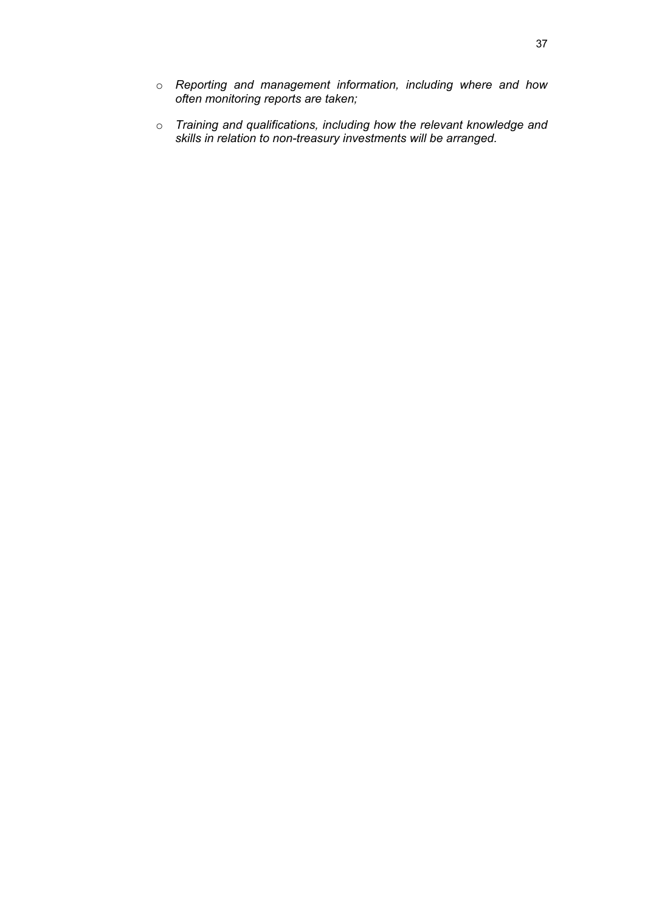- *Reporting and management information, including where and how often monitoring reports are taken;*

- *Training and qualifications, including how the relevant knowledge and skills in relation to non-treasury investments will be arranged.*